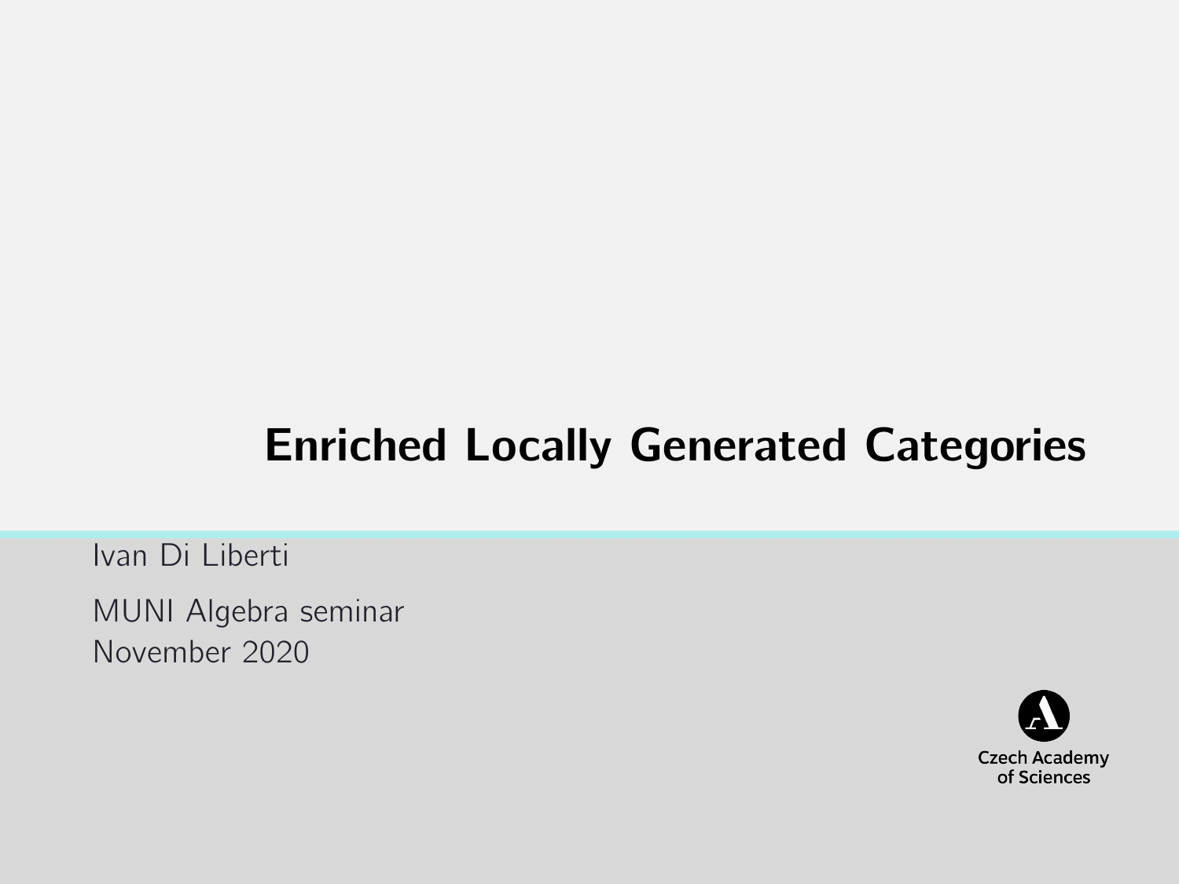# Enriched Locally Generated Categories

Ivan Di Liberti

MUNI Algebra seminar
November 2020

Czech Academy of Sciences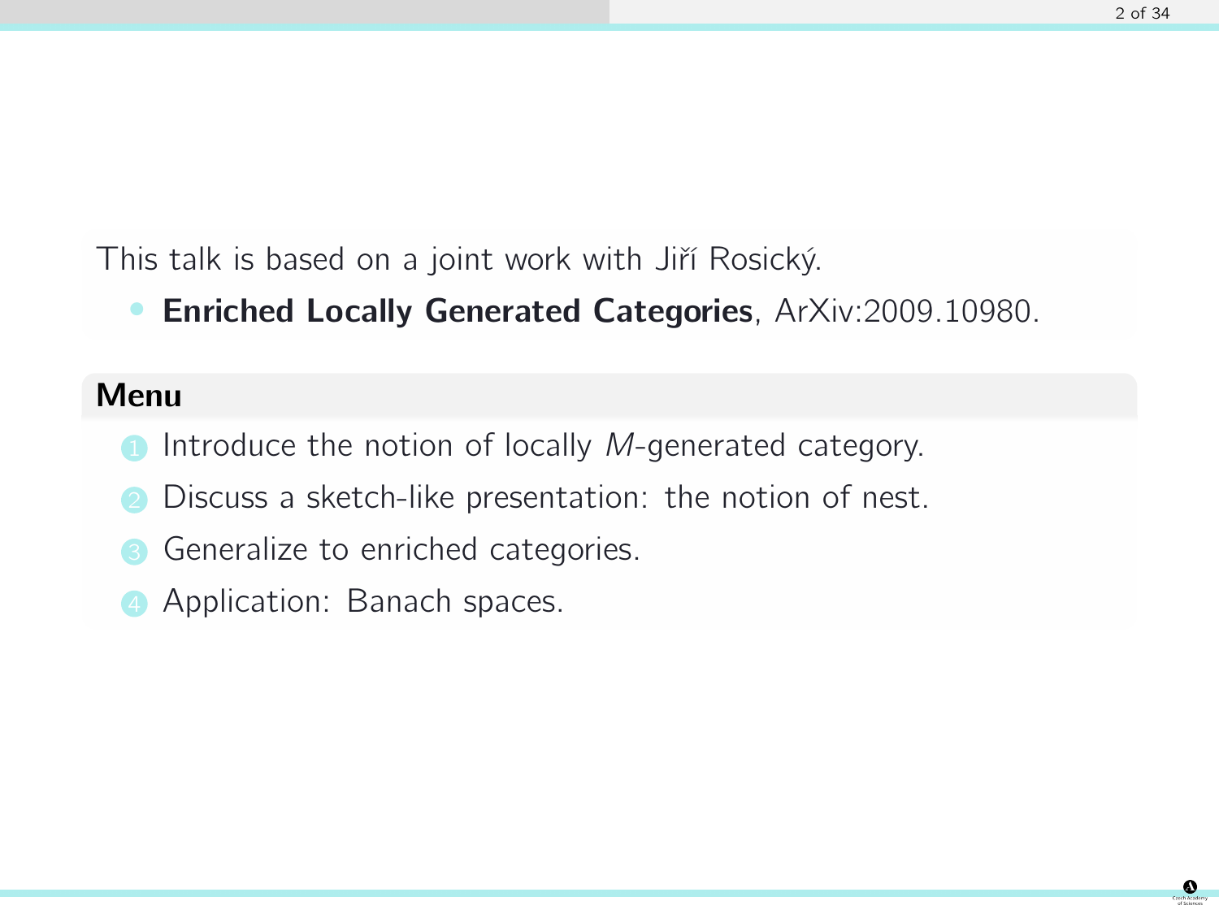This talk is based on a joint work with Jiří Rosický.

- **Enriched Locally Generated Categories**, ArXiv:2009.10980.

## Menu

1. Introduce the notion of locally $M$-generated category.
2. Discuss a sketch-like presentation: the notion of nest.
3. Generalize to enriched categories.
4. Application: Banach spaces.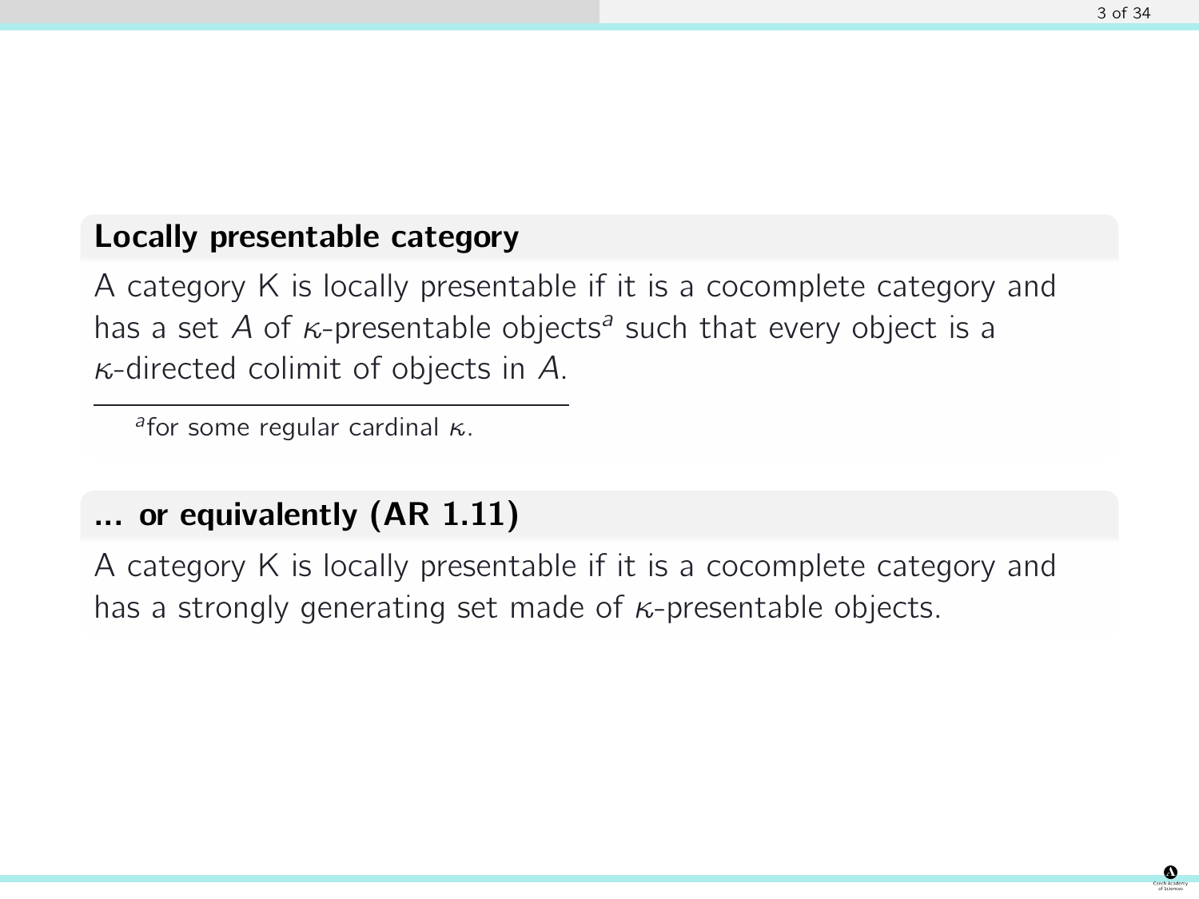### Locally presentable category

A category K is locally presentable if it is a cocomplete category and has a set $A$ of $\kappa$-presentable objects[a] such that every object is a $\kappa$-directed colimit of objects in $A$.

[a] for some regular cardinal $\kappa$.

### ... or equivalently (AR 1.11)

A category K is locally presentable if it is a cocomplete category and has a strongly generating set made of $\kappa$-presentable objects.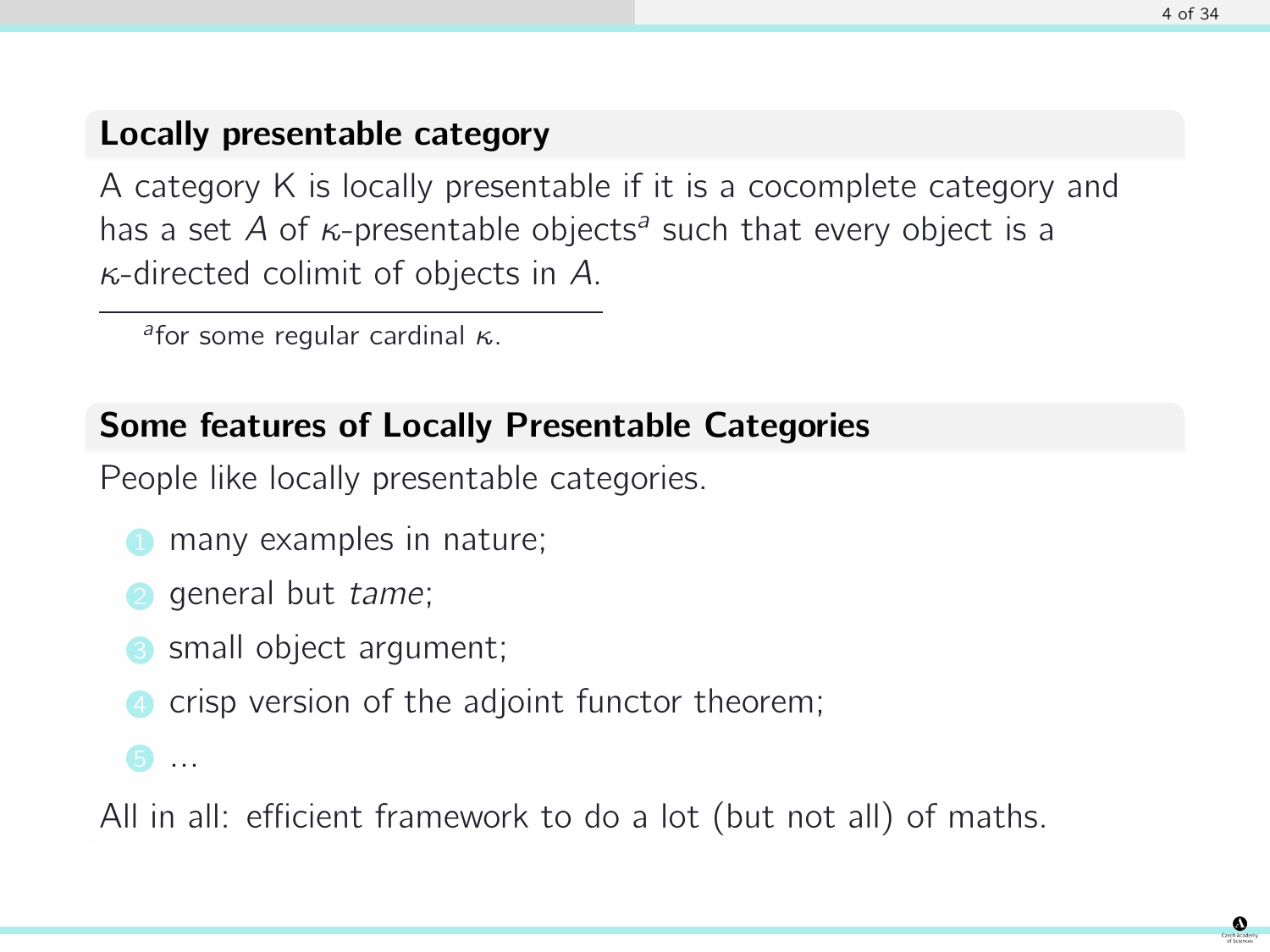## Locally presentable category

A category K is locally presentable if it is a cocomplete category and has a set $A$ of $\kappa$-presentable objects[a] such that every object is a $\kappa$-directed colimit of objects in $A$.

[a] for some regular cardinal $\kappa$.

## Some features of Locally Presentable Categories

People like locally presentable categories.

1. many examples in nature;
2. general but *tame*;
3. small object argument;
4. crisp version of the adjoint functor theorem;
5. ...

All in all: efficient framework to do a lot (but not all) of maths.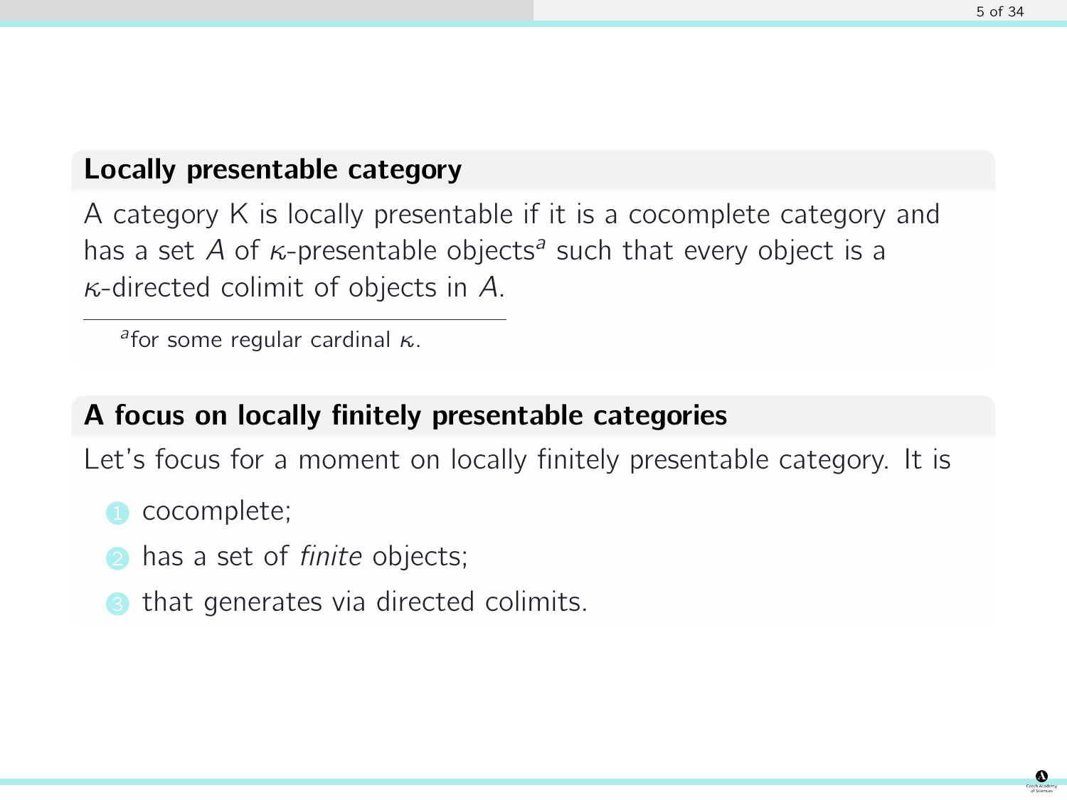## Locally presentable category

A category K is locally presentable if it is a cocomplete category and has a set $A$ of $\kappa$-presentable objects[a] such that every object is a $\kappa$-directed colimit of objects in $A$.

[a] for some regular cardinal $\kappa$.

## A focus on locally finitely presentable categories

Let's focus for a moment on locally finitely presentable category. It is

1. cocomplete;
2. has a set of *finite* objects;
3. that generates via directed colimits.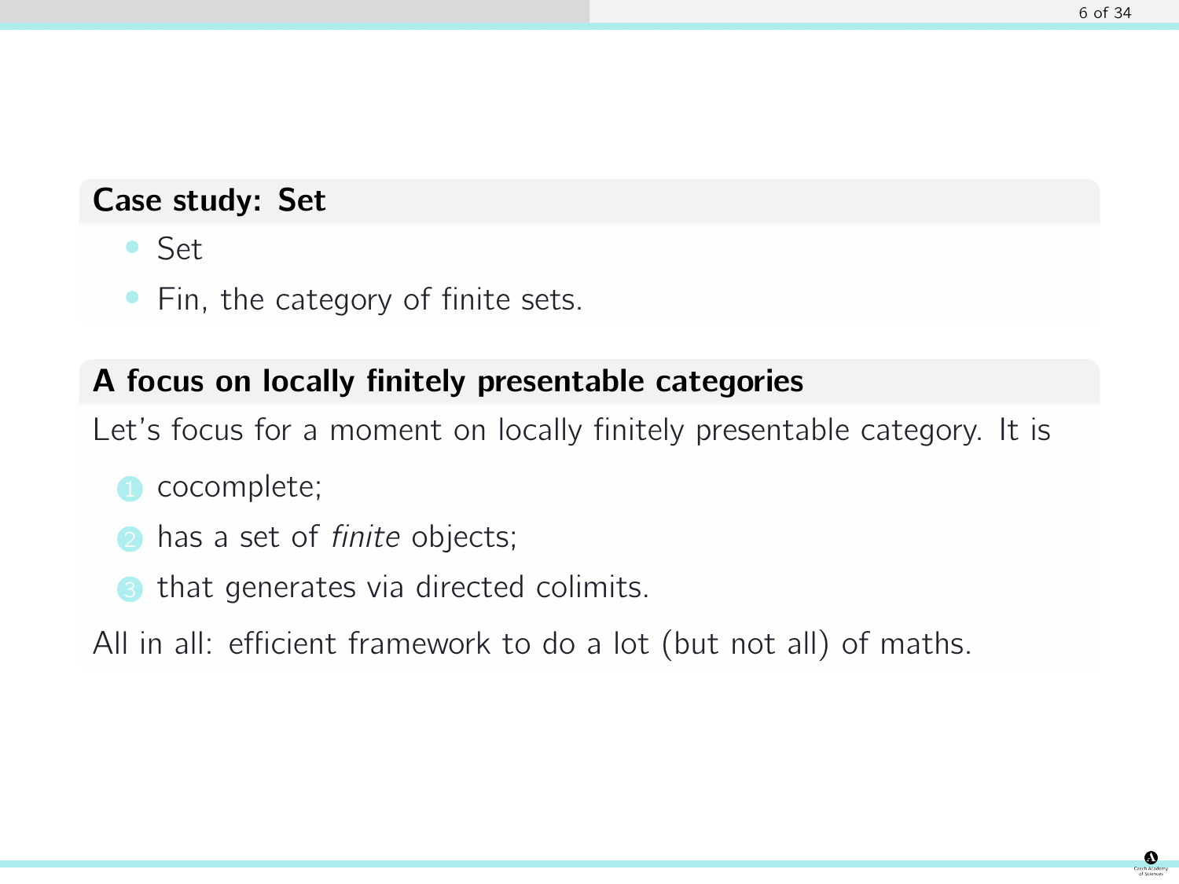### Case study: Set

- Set
- Fin, the category of finite sets.

### A focus on locally finitely presentable categories

Let's focus for a moment on locally finitely presentable category. It is

1. cocomplete;
2. has a set of *finite* objects;
3. that generates via directed colimits.

All in all: efficient framework to do a lot (but not all) of maths.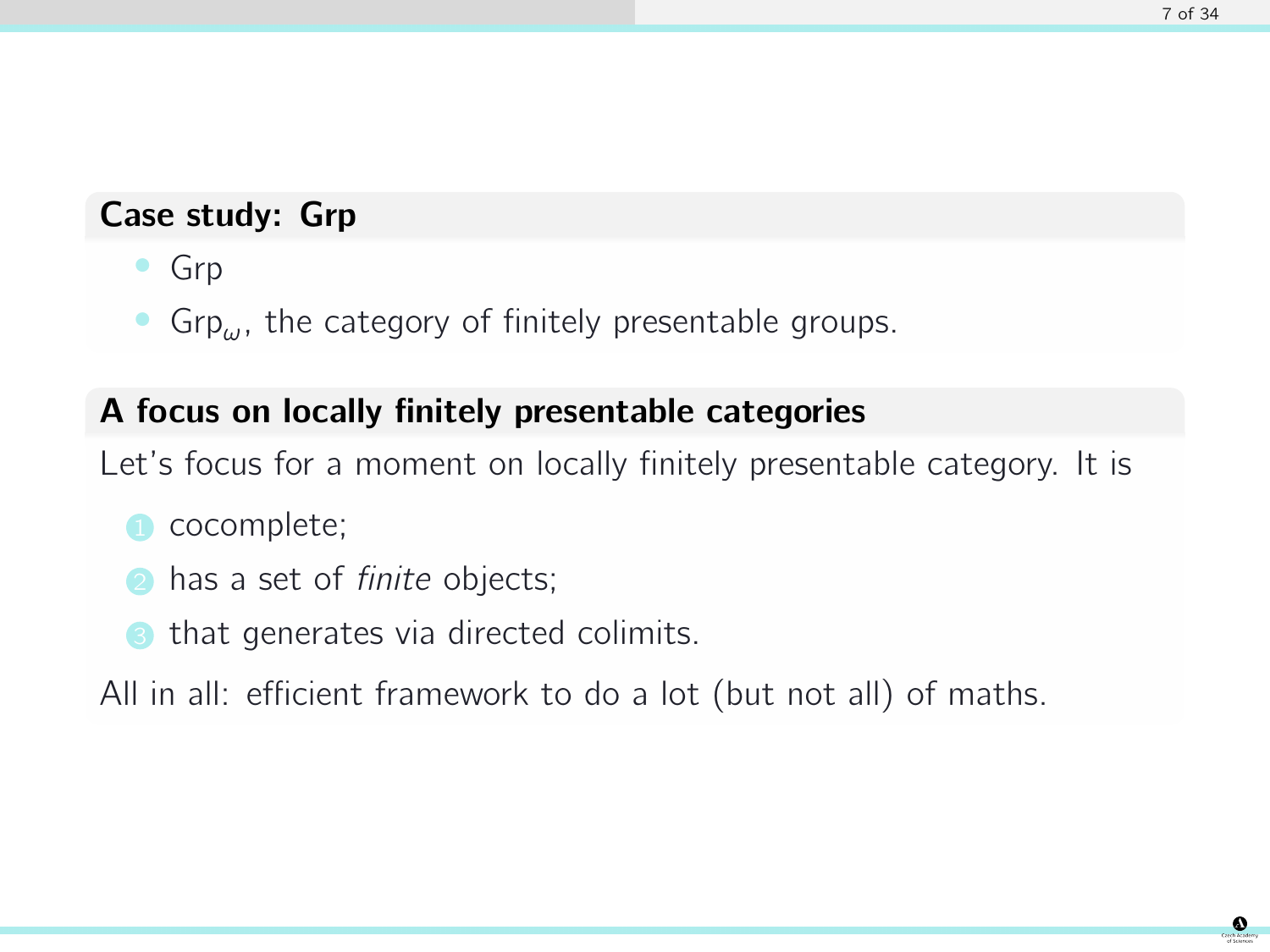### Case study: Grp

- Grp
- $\text{Grp}_\omega$, the category of finitely presentable groups.

### A focus on locally finitely presentable categories

Let's focus for a moment on locally finitely presentable category. It is

1. cocomplete;
2. has a set of *finite* objects;
3. that generates via directed colimits.

All in all: efficient framework to do a lot (but not all) of maths.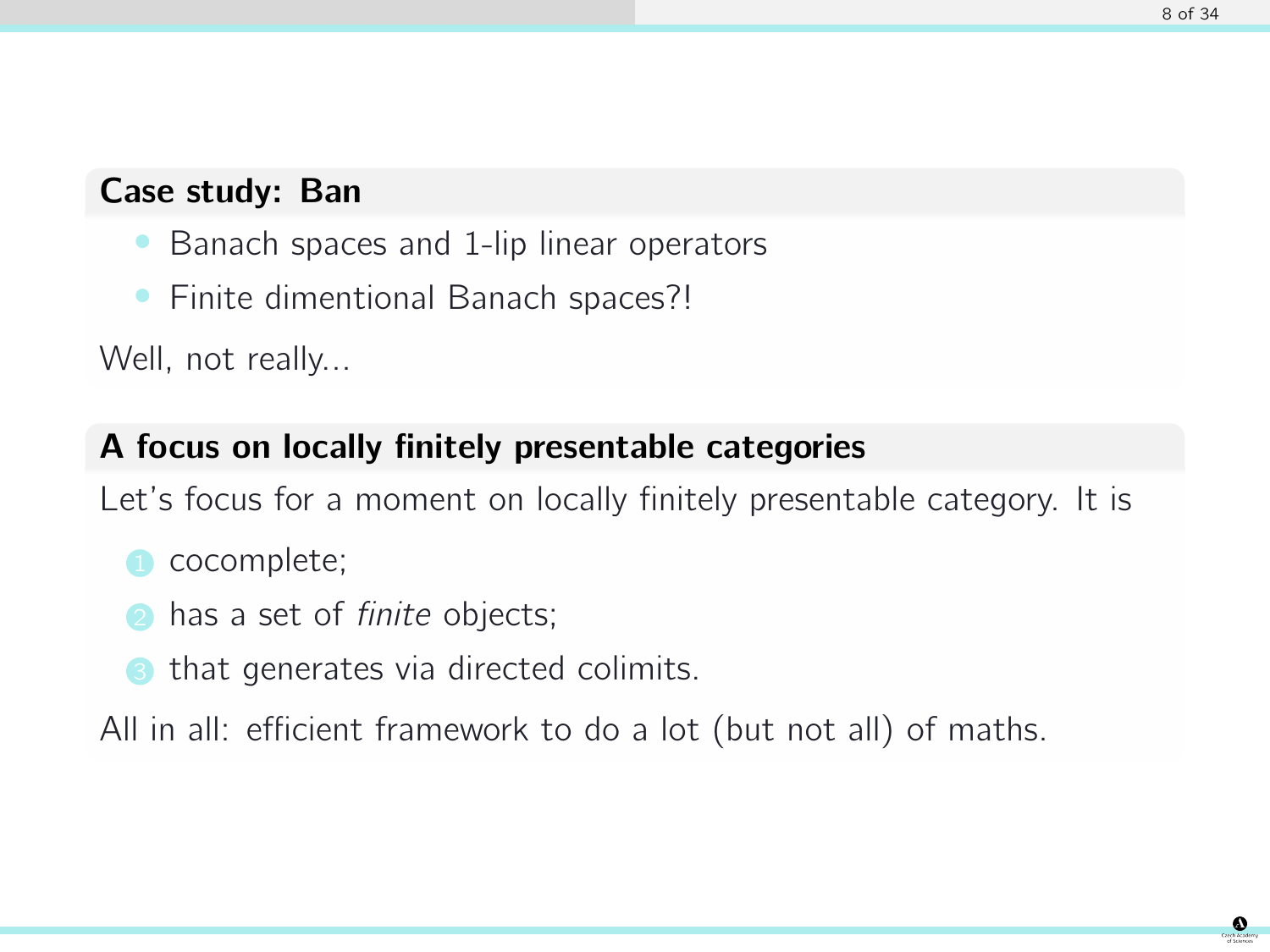### Case study: Ban

- Banach spaces and 1-lip linear operators
- Finite dimentional Banach spaces?!

Well, not really...

### A focus on locally finitely presentable categories

Let's focus for a moment on locally finitely presentable category. It is

1. cocomplete;
2. has a set of *finite* objects;
3. that generates via directed colimits.

All in all: efficient framework to do a lot (but not all) of maths.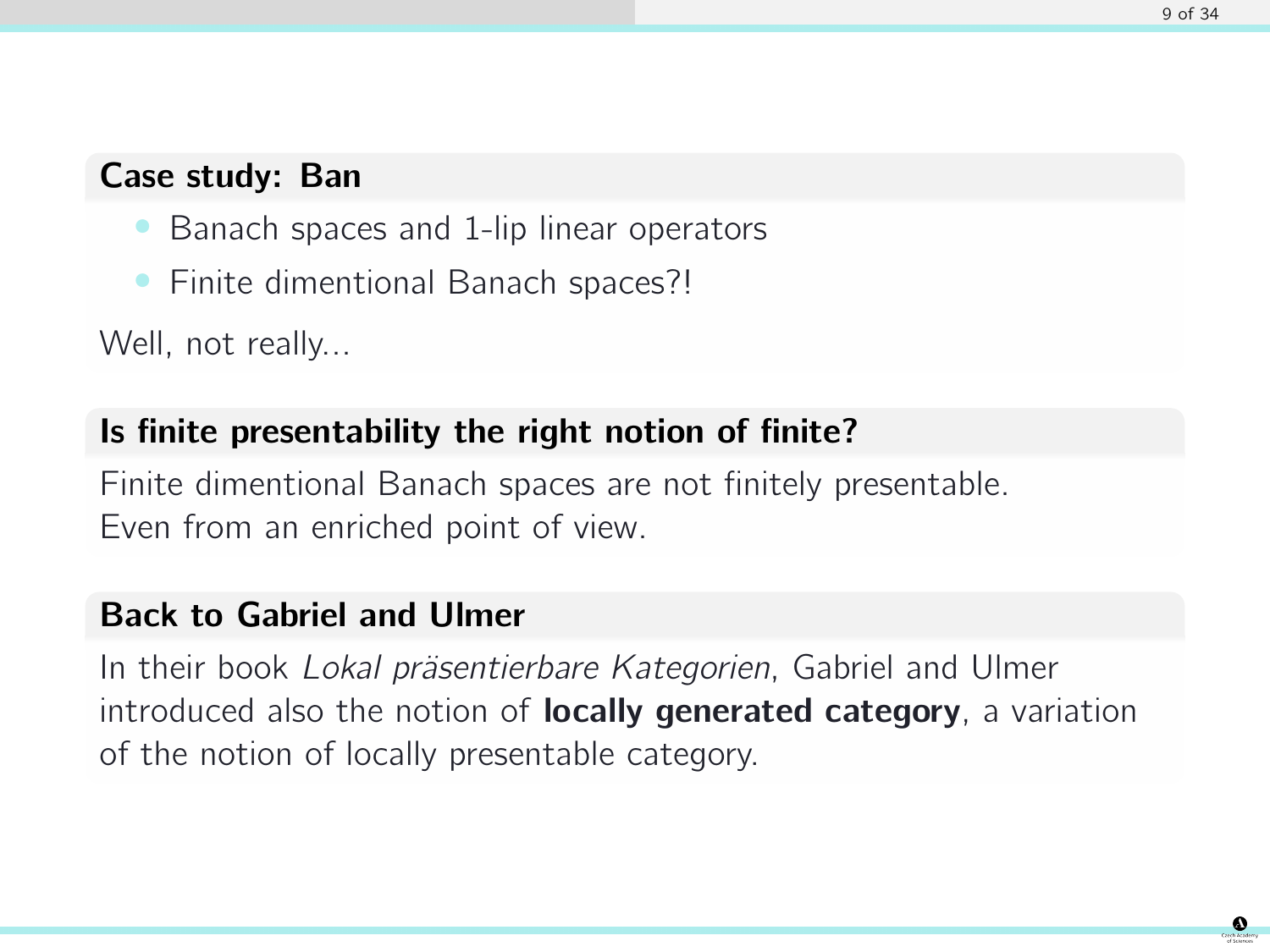### Case study: Ban

- Banach spaces and 1-lip linear operators
- Finite dimentional Banach spaces?!

Well, not really...

### Is finite presentability the right notion of finite?

Finite dimentional Banach spaces are not finitely presentable.
Even from an enriched point of view.

### Back to Gabriel and Ulmer

In their book *Lokal präsentierbare Kategorien*, Gabriel and Ulmer introduced also the notion of **locally generated category**, a variation of the notion of locally presentable category.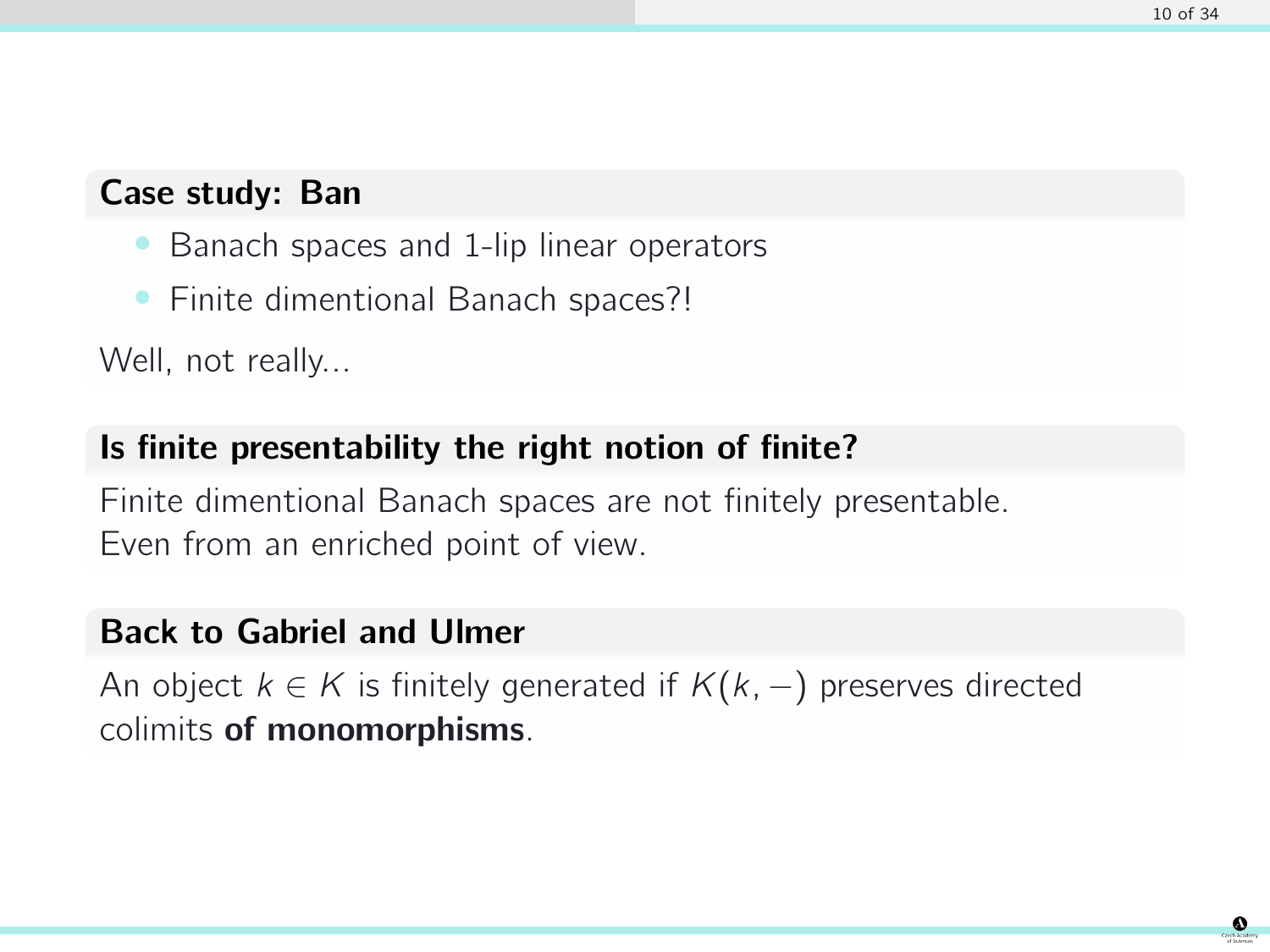### Case study: Ban

- Banach spaces and 1-lip linear operators
- Finite dimentional Banach spaces?!

Well, not really...

### Is finite presentability the right notion of finite?

Finite dimentional Banach spaces are not finitely presentable.
Even from an enriched point of view.

### Back to Gabriel and Ulmer

An object $k \in K$ is finitely generated if $K(k, -)$ preserves directed colimits **of monomorphisms**.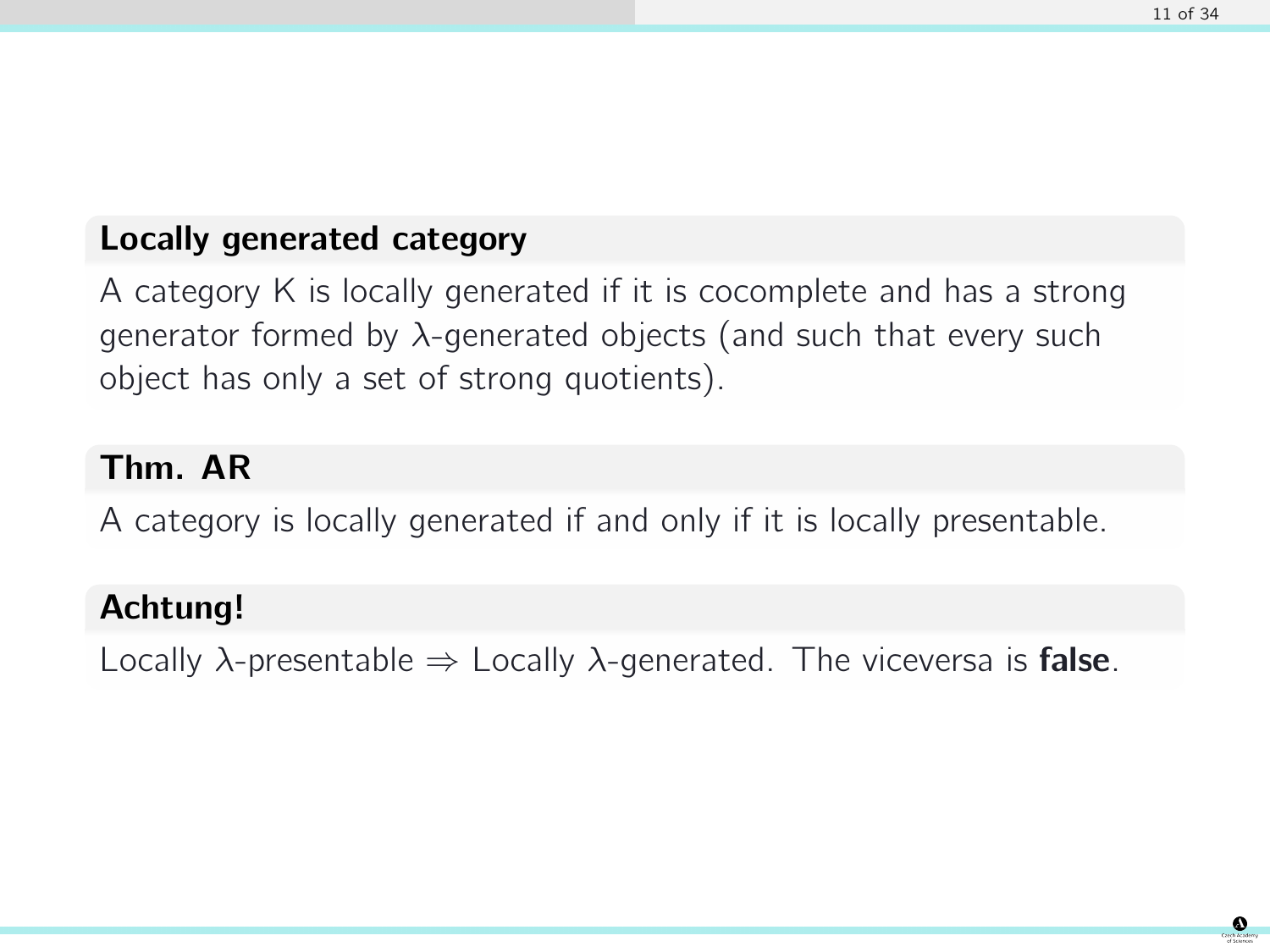**Locally generated category**

A category K is locally generated if it is cocomplete and has a strong generator formed by $\lambda$-generated objects (and such that every such object has only a set of strong quotients).

**Thm. AR**

A category is locally generated if and only if it is locally presentable.

**Achtung!**

Locally $\lambda$-presentable $\Rightarrow$ Locally $\lambda$-generated. The viceversa is **false**.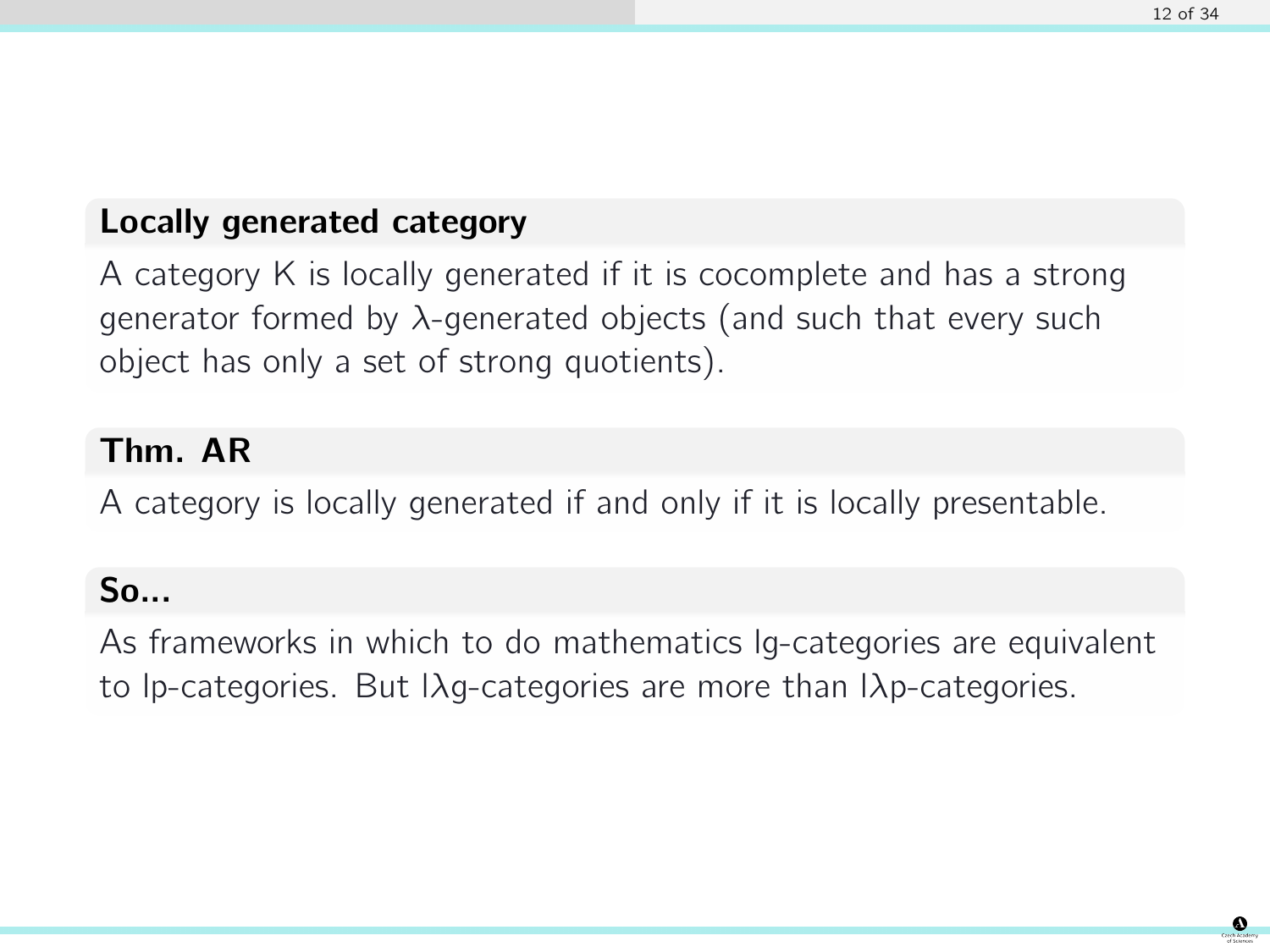**Locally generated category**

A category K is locally generated if it is cocomplete and has a strong generator formed by $\lambda$-generated objects (and such that every such object has only a set of strong quotients).

**Thm. AR**

A category is locally generated if and only if it is locally presentable.

**So...**

As frameworks in which to do mathematics lg-categories are equivalent to lp-categories. But l$\lambda$g-categories are more than l$\lambda$p-categories.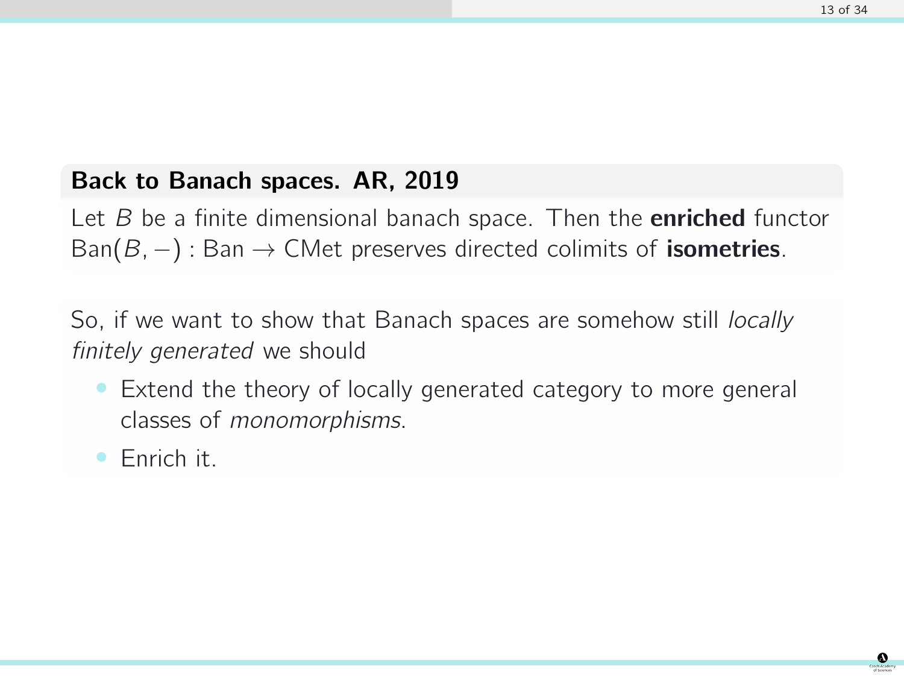### Back to Banach spaces. AR, 2019

Let $B$ be a finite dimensional banach space. Then the **enriched** functor $\mathrm{Ban}(B, -) : \mathrm{Ban} \to \mathrm{CMet}$ preserves directed colimits of **isometries**.

So, if we want to show that Banach spaces are somehow still *locally finitely generated* we should

- Extend the theory of locally generated category to more general classes of *monomorphisms*.
- Enrich it.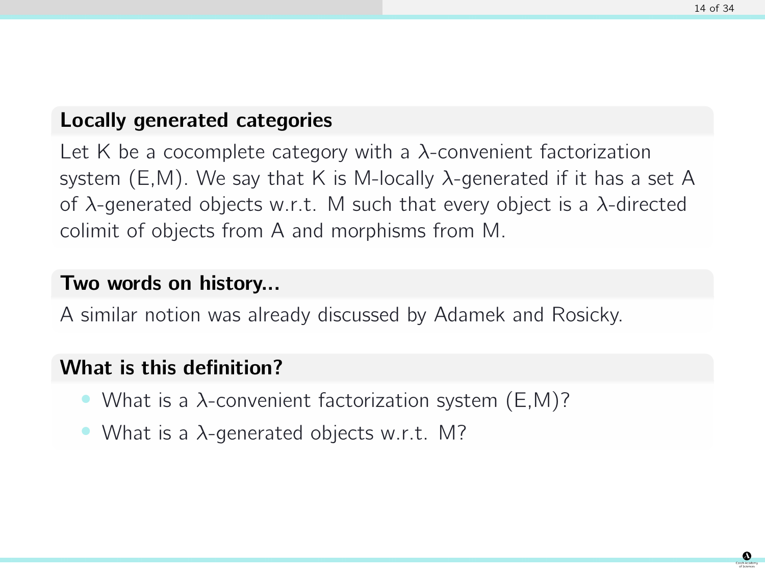### Locally generated categories

Let K be a cocomplete category with a $\lambda$-convenient factorization system (E,M). We say that K is M-locally $\lambda$-generated if it has a set A of $\lambda$-generated objects w.r.t. M such that every object is a $\lambda$-directed colimit of objects from A and morphisms from M.

### Two words on history...

A similar notion was already discussed by Adamek and Rosicky.

### What is this definition?

- What is a $\lambda$-convenient factorization system (E,M)?
- What is a $\lambda$-generated objects w.r.t. M?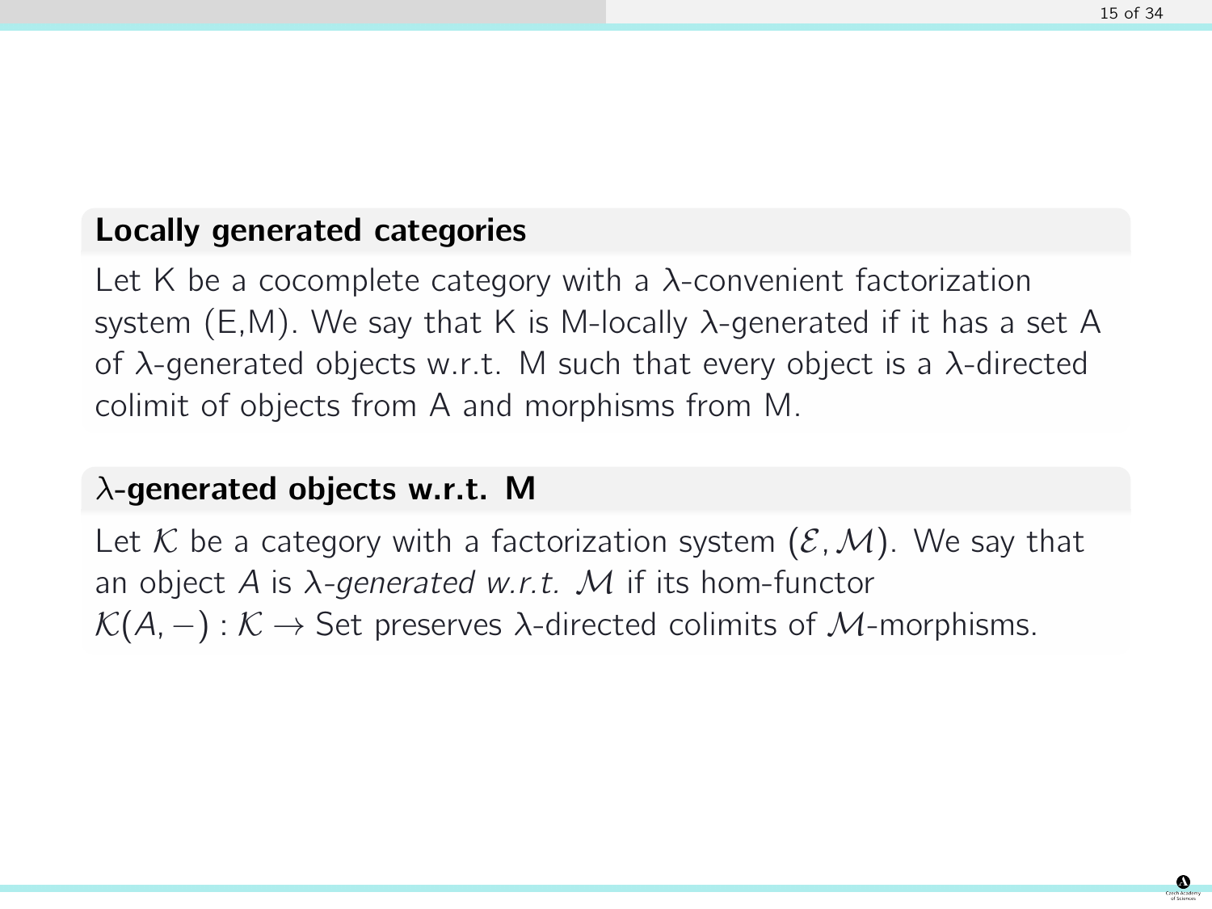### Locally generated categories

Let K be a cocomplete category with a $\lambda$-convenient factorization system (E,M). We say that K is M-locally $\lambda$-generated if it has a set A of $\lambda$-generated objects w.r.t. M such that every object is a $\lambda$-directed colimit of objects from A and morphisms from M.

### $\lambda$-generated objects w.r.t. M

Let $\mathcal{K}$ be a category with a factorization system $(\mathcal{E}, \mathcal{M})$. We say that an object $A$ is *$\lambda$-generated w.r.t. $\mathcal{M}$* if its hom-functor $\mathcal{K}(A, -) : \mathcal{K} \to \text{Set}$ preserves $\lambda$-directed colimits of $\mathcal{M}$-morphisms.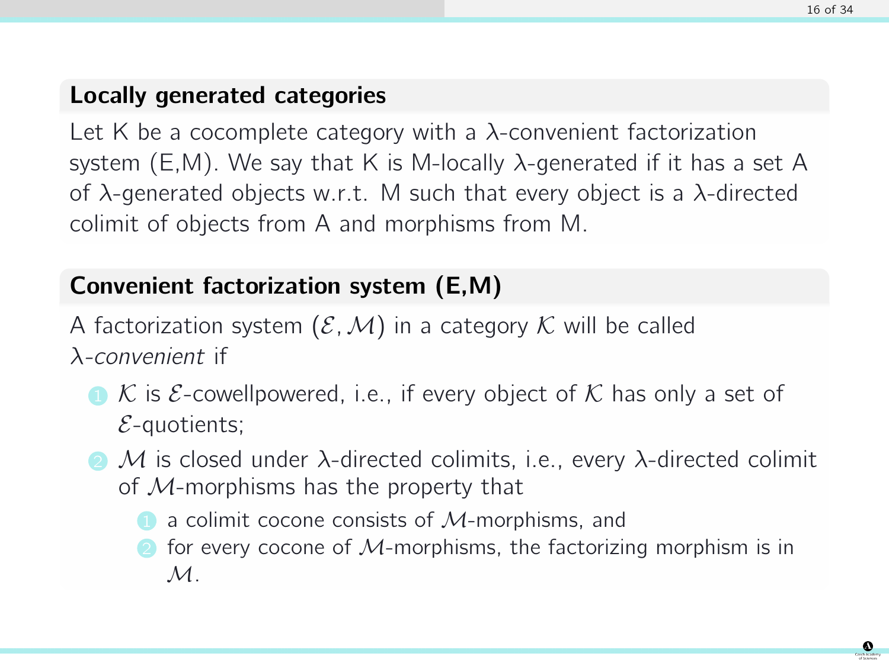## Locally generated categories

Let K be a cocomplete category with a $\lambda$-convenient factorization system (E,M). We say that K is M-locally $\lambda$-generated if it has a set A of $\lambda$-generated objects w.r.t. M such that every object is a $\lambda$-directed colimit of objects from A and morphisms from M.

## Convenient factorization system (E,M)

A factorization system $(\mathcal{E}, \mathcal{M})$ in a category $\mathcal{K}$ will be called *$\lambda$-convenient* if

1. $\mathcal{K}$ is $\mathcal{E}$-cowellpowered, i.e., if every object of $\mathcal{K}$ has only a set of $\mathcal{E}$-quotients;
2. $\mathcal{M}$ is closed under $\lambda$-directed colimits, i.e., every $\lambda$-directed colimit of $\mathcal{M}$-morphisms has the property that
   1. a colimit cocone consists of $\mathcal{M}$-morphisms, and
   2. for every cocone of $\mathcal{M}$-morphisms, the factorizing morphism is in $\mathcal{M}$.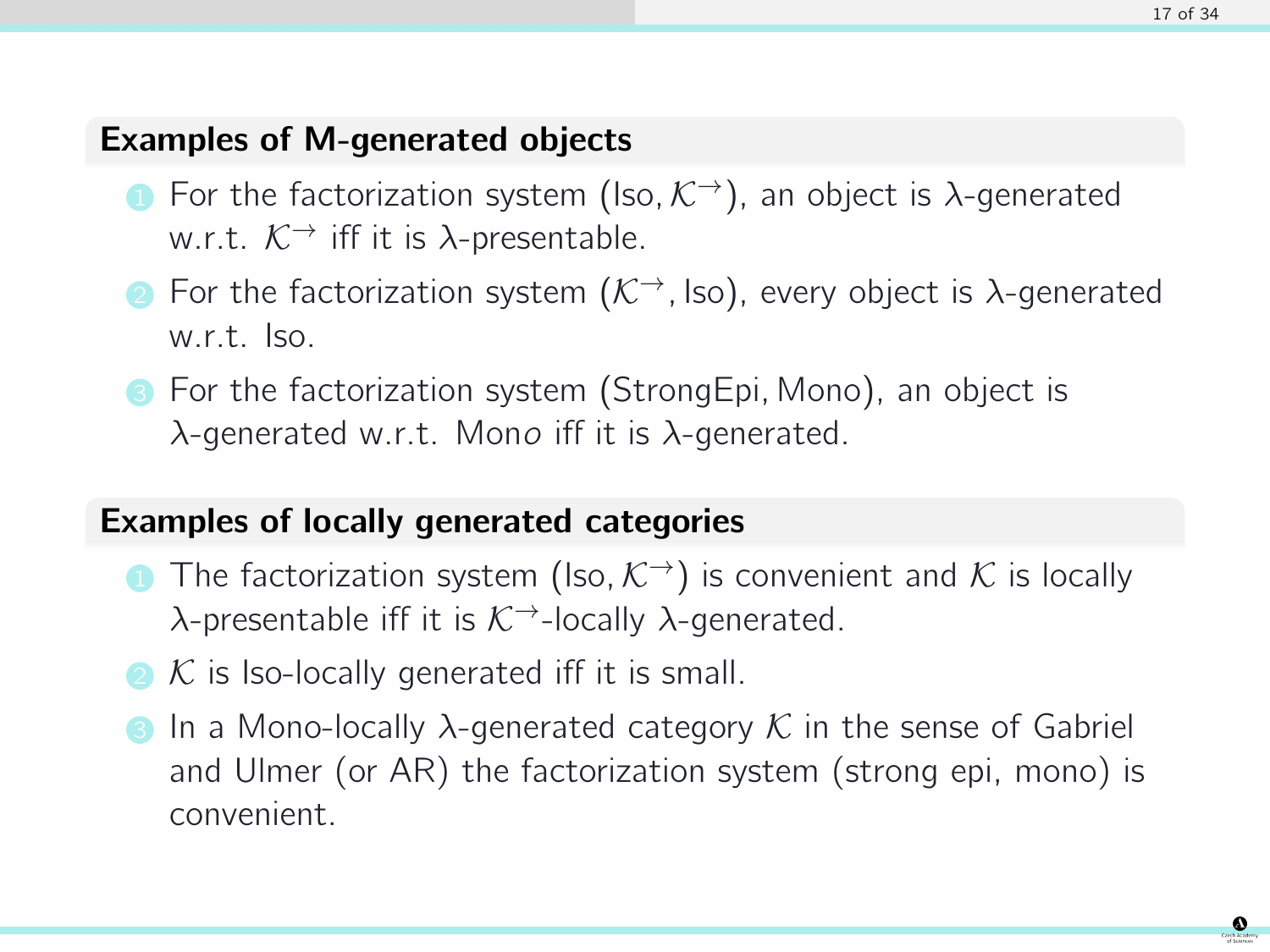### Examples of M-generated objects

1. For the factorization system $(\mathrm{Iso}, \mathcal{K}^{\to})$, an object is $\lambda$-generated w.r.t. $\mathcal{K}^{\to}$ iff it is $\lambda$-presentable.
2. For the factorization system $(\mathcal{K}^{\to}, \mathrm{Iso})$, every object is $\lambda$-generated w.r.t. Iso.
3. For the factorization system $(\mathrm{StrongEpi}, \mathrm{Mono})$, an object is $\lambda$-generated w.r.t. Mono iff it is $\lambda$-generated.

### Examples of locally generated categories

1. The factorization system $(\mathrm{Iso}, \mathcal{K}^{\to})$ is convenient and $\mathcal{K}$ is locally $\lambda$-presentable iff it is $\mathcal{K}^{\to}$-locally $\lambda$-generated.
2. $\mathcal{K}$ is Iso-locally generated iff it is small.
3. In a Mono-locally $\lambda$-generated category $\mathcal{K}$ in the sense of Gabriel and Ulmer (or AR) the factorization system (strong epi, mono) is convenient.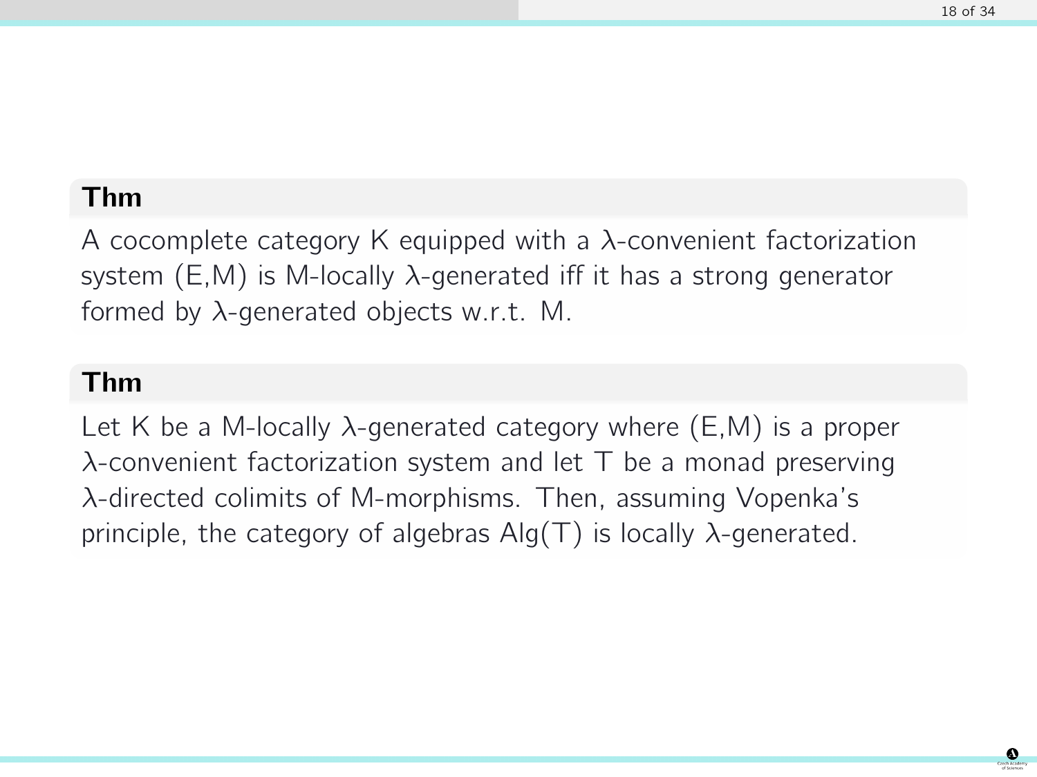**Thm**

A cocomplete category K equipped with a $\lambda$-convenient factorization system (E,M) is M-locally $\lambda$-generated iff it has a strong generator formed by $\lambda$-generated objects w.r.t. M.

**Thm**

Let K be a M-locally $\lambda$-generated category where (E,M) is a proper $\lambda$-convenient factorization system and let T be a monad preserving $\lambda$-directed colimits of M-morphisms. Then, assuming Vopenka's principle, the category of algebras Alg(T) is locally $\lambda$-generated.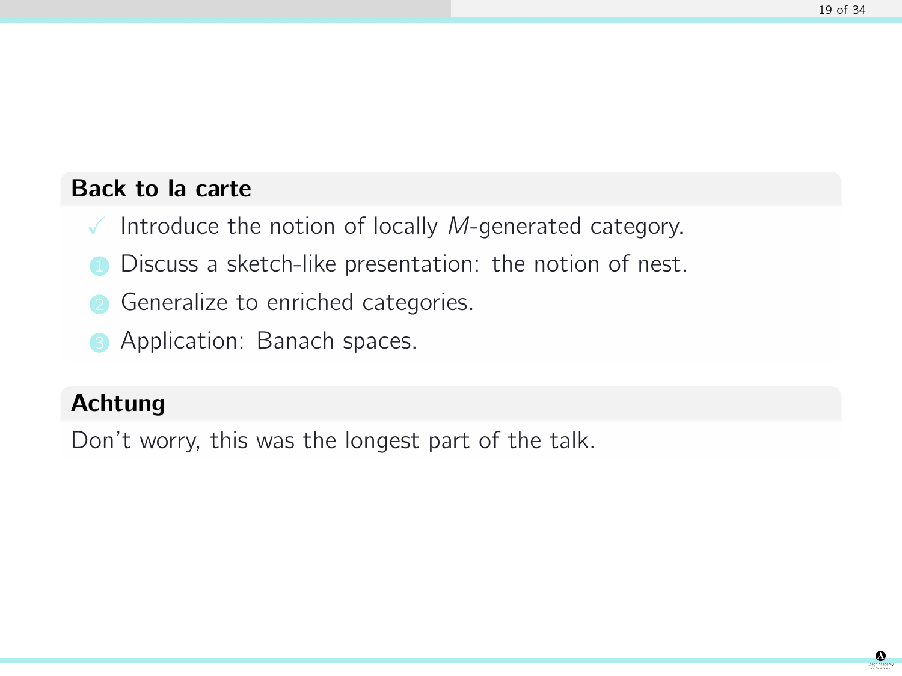**Back to la carte**

- ✓ Introduce the notion of locally $M$-generated category.

1. Discuss a sketch-like presentation: the notion of nest.
2. Generalize to enriched categories.
3. Application: Banach spaces.

**Achtung**

Don't worry, this was the longest part of the talk.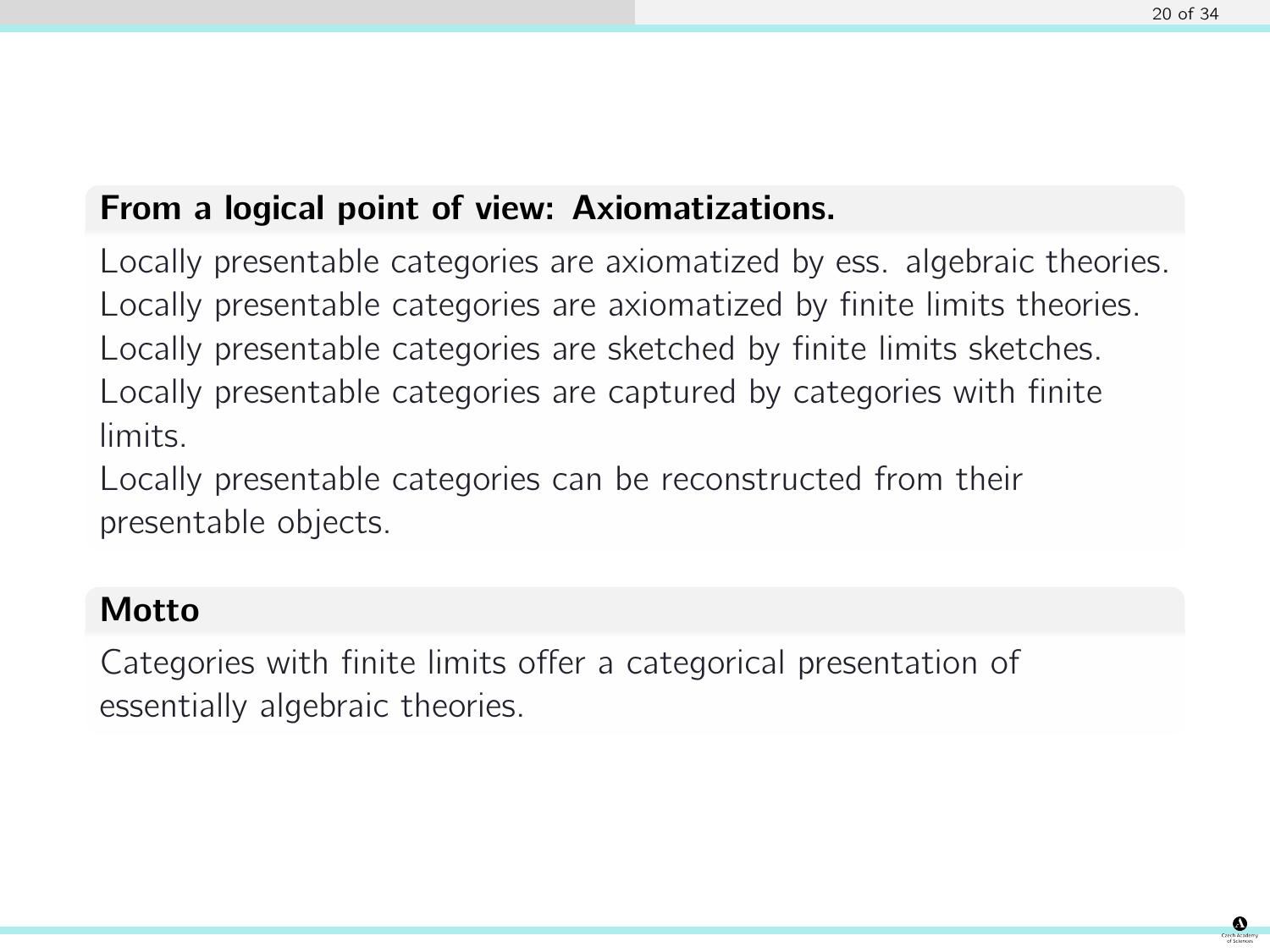### From a logical point of view: Axiomatizations.

Locally presentable categories are axiomatized by ess. algebraic theories.
Locally presentable categories are axiomatized by finite limits theories.
Locally presentable categories are sketched by finite limits sketches.
Locally presentable categories are captured by categories with finite limits.
Locally presentable categories can be reconstructed from their presentable objects.

### Motto

Categories with finite limits offer a categorical presentation of essentially algebraic theories.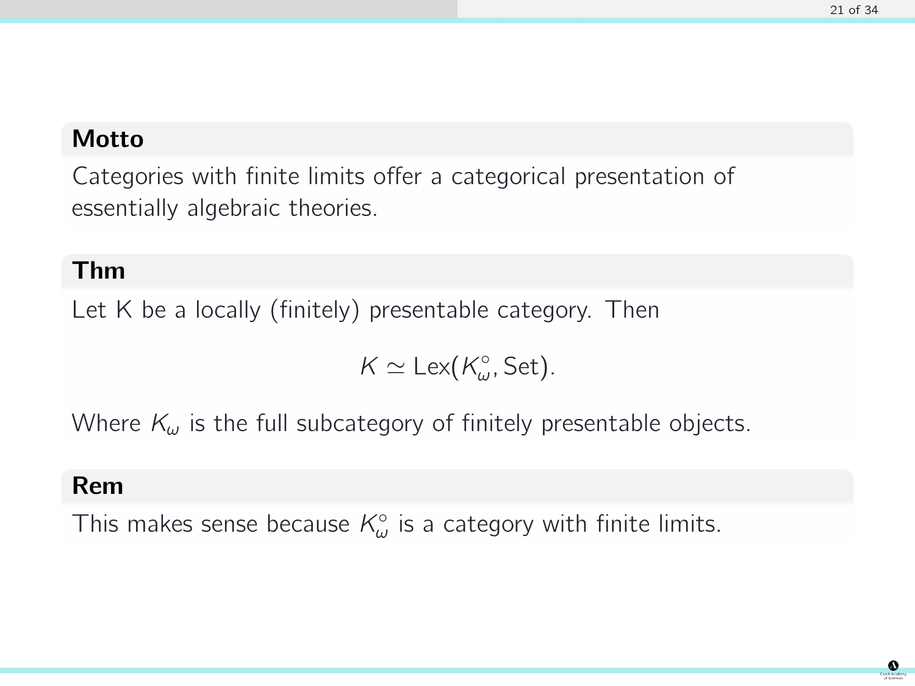**Motto**

Categories with finite limits offer a categorical presentation of essentially algebraic theories.

**Thm**

Let K be a locally (finitely) presentable category. Then

$$K \simeq \mathrm{Lex}(K_\omega^\circ, \mathrm{Set}).$$

Where $K_\omega$ is the full subcategory of finitely presentable objects.

**Rem**

This makes sense because $K_\omega^\circ$ is a category with finite limits.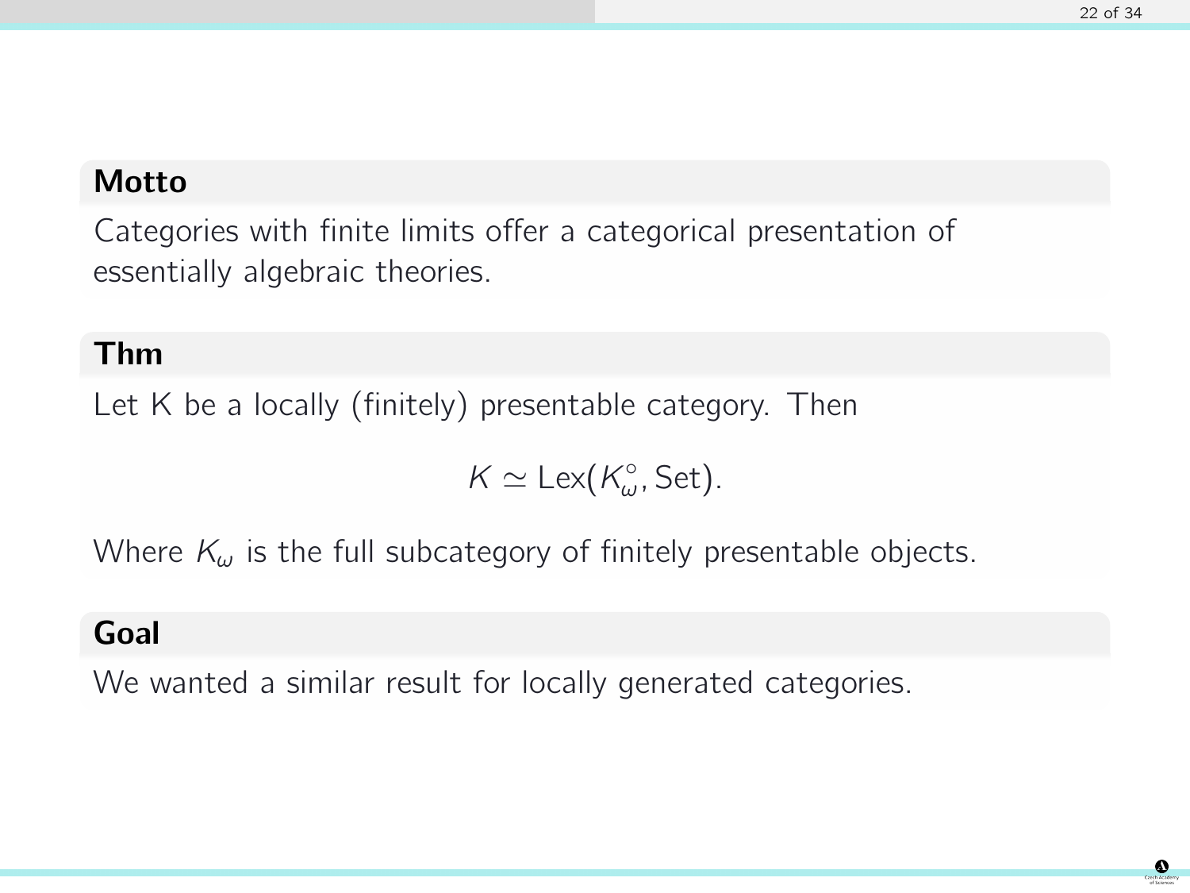**Motto**

Categories with finite limits offer a categorical presentation of essentially algebraic theories.

**Thm**

Let K be a locally (finitely) presentable category. Then

$$K \simeq \mathrm{Lex}(K_\omega^\circ, \mathrm{Set}).$$

Where $K_\omega$ is the full subcategory of finitely presentable objects.

**Goal**

We wanted a similar result for locally generated categories.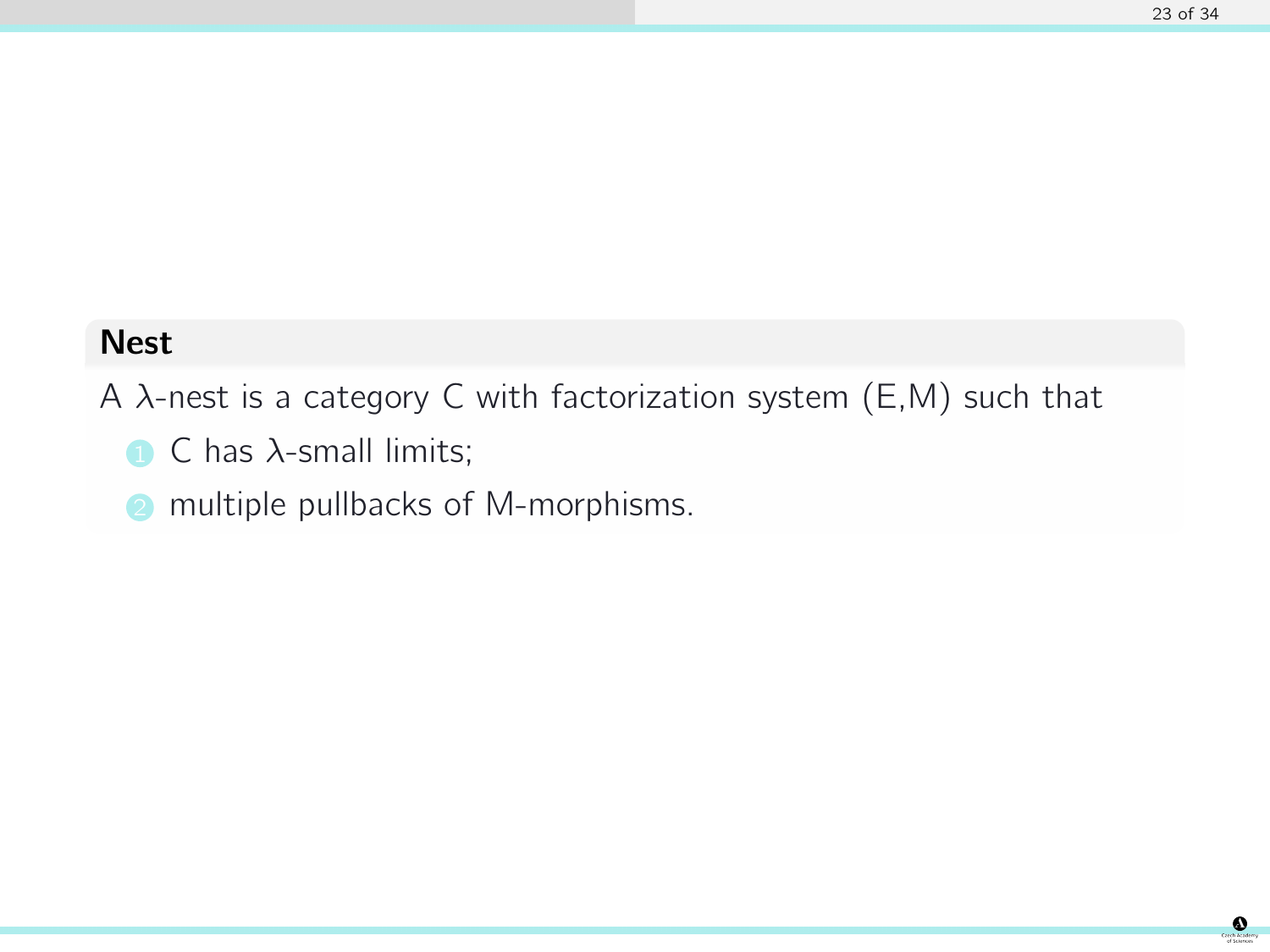**Nest**

A $\lambda$-nest is a category C with factorization system (E,M) such that

1. C has $\lambda$-small limits;
2. multiple pullbacks of M-morphisms.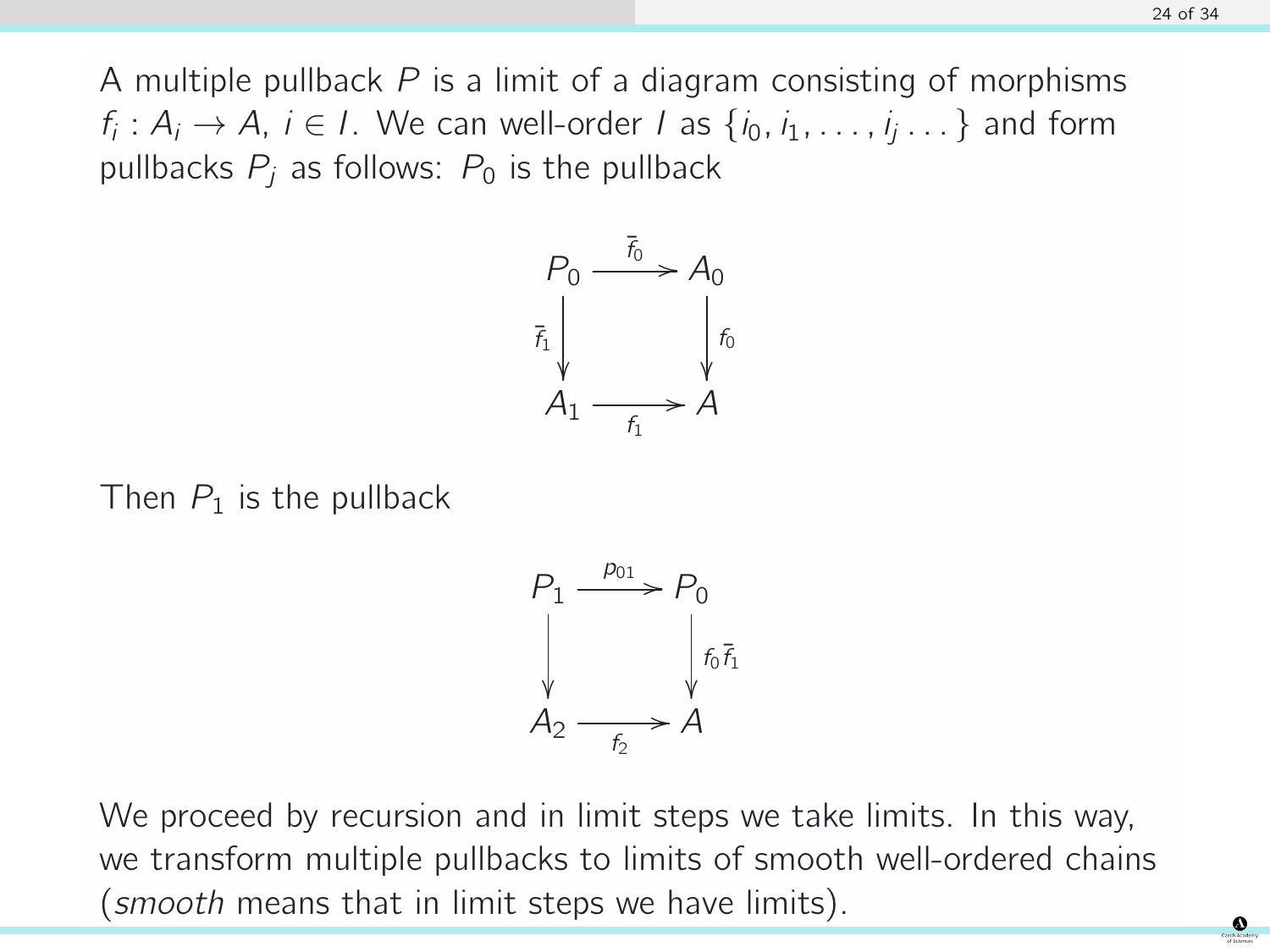A multiple pullback $P$ is a limit of a diagram consisting of morphisms $f_i : A_i \to A$, $i \in I$. We can well-order $I$ as $\{i_0, i_1, \dots, i_j \dots\}$ and form pullbacks $P_j$ as follows: $P_0$ is the pullback

$$
\begin{array}{ccc}
P_0 & \xrightarrow{\bar{f}_0} & A_0 \\
{\scriptstyle \bar{f}_1}\downarrow & & \downarrow{\scriptstyle f_0} \\
A_1 & \xrightarrow[f_1]{} & A
\end{array}
$$

Then $P_1$ is the pullback

$$
\begin{array}{ccc}
P_1 & \xrightarrow{p_{01}} & P_0 \\
\downarrow & & \downarrow{\scriptstyle f_0 \bar{f}_1} \\
A_2 & \xrightarrow[f_2]{} & A
\end{array}
$$

We proceed by recursion and in limit steps we take limits. In this way, we transform multiple pullbacks to limits of smooth well-ordered chains (*smooth* means that in limit steps we have limits).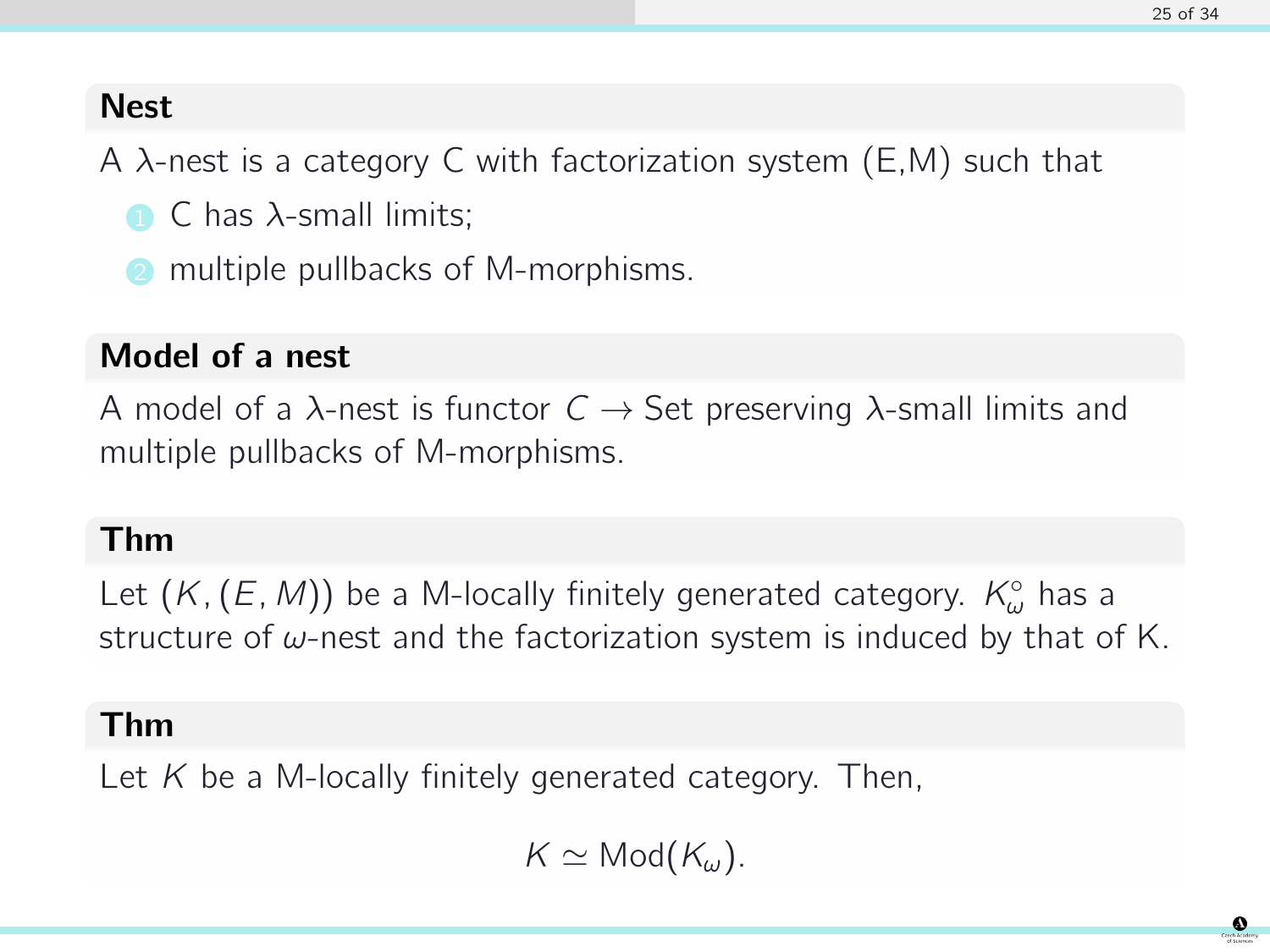### Nest

A $\lambda$-nest is a category C with factorization system (E,M) such that

1. C has $\lambda$-small limits;
2. multiple pullbacks of M-morphisms.

### Model of a nest

A model of a $\lambda$-nest is functor $C \to$ Set preserving $\lambda$-small limits and multiple pullbacks of M-morphisms.

### Thm

Let $(K, (E, M))$ be a M-locally finitely generated category. $K_\omega^\circ$ has a structure of $\omega$-nest and the factorization system is induced by that of K.

### Thm

Let $K$ be a M-locally finitely generated category. Then,

$$K \simeq \text{Mod}(K_\omega).$$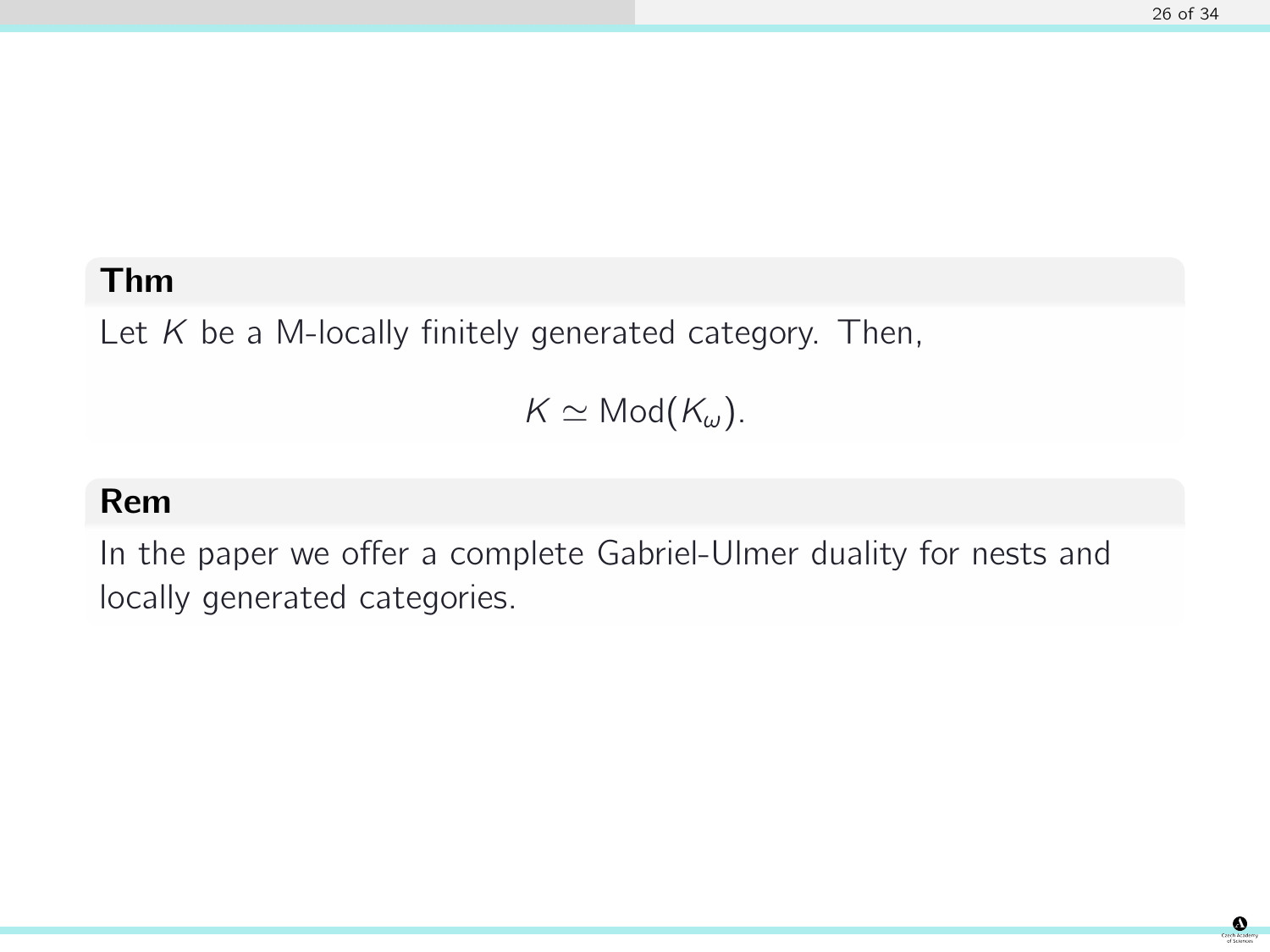**Thm**

Let $K$ be a M-locally finitely generated category. Then,

$$K \simeq \mathrm{Mod}(K_\omega).$$

**Rem**

In the paper we offer a complete Gabriel-Ulmer duality for nests and locally generated categories.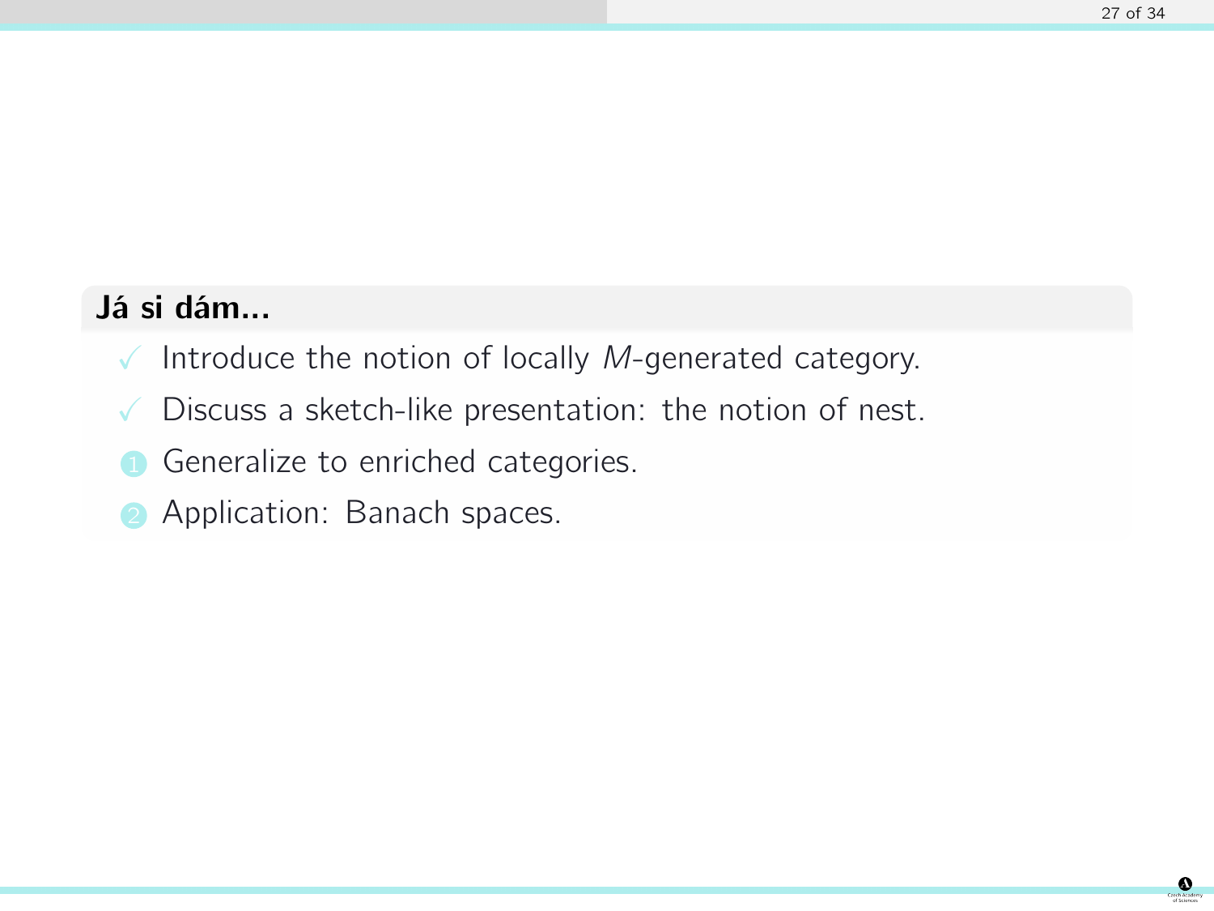## Já si dám...

- ✓ Introduce the notion of locally $M$-generated category.
- ✓ Discuss a sketch-like presentation: the notion of nest.

1. Generalize to enriched categories.
2. Application: Banach spaces.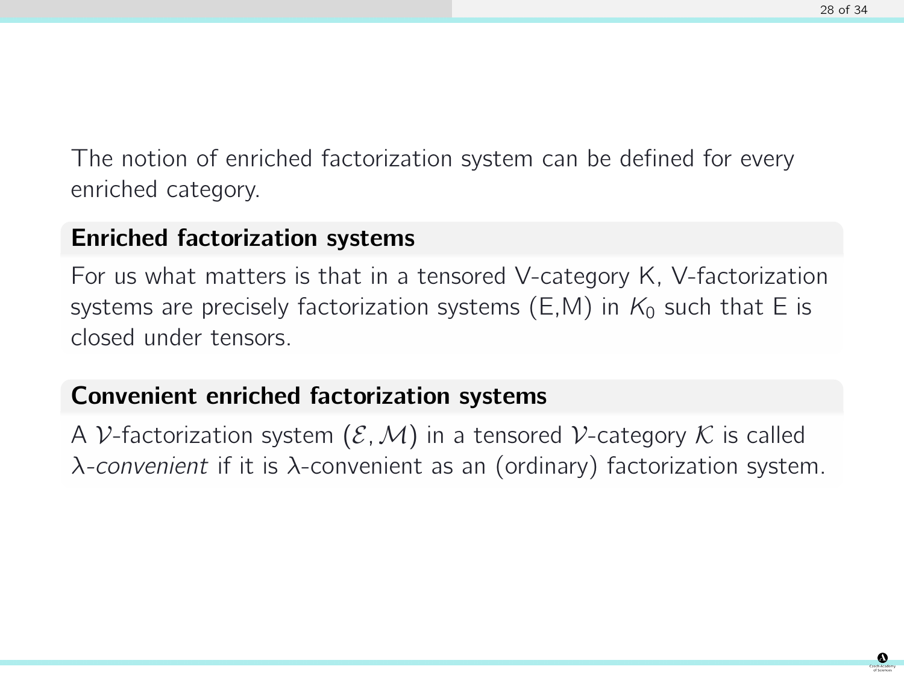The notion of enriched factorization system can be defined for every enriched category.

### Enriched factorization systems

For us what matters is that in a tensored V-category K, V-factorization systems are precisely factorization systems (E,M) in $K_0$ such that E is closed under tensors.

### Convenient enriched factorization systems

A $\mathcal{V}$-factorization system $(\mathcal{E}, \mathcal{M})$ in a tensored $\mathcal{V}$-category $\mathcal{K}$ is called $\lambda$-*convenient* if it is $\lambda$-convenient as an (ordinary) factorization system.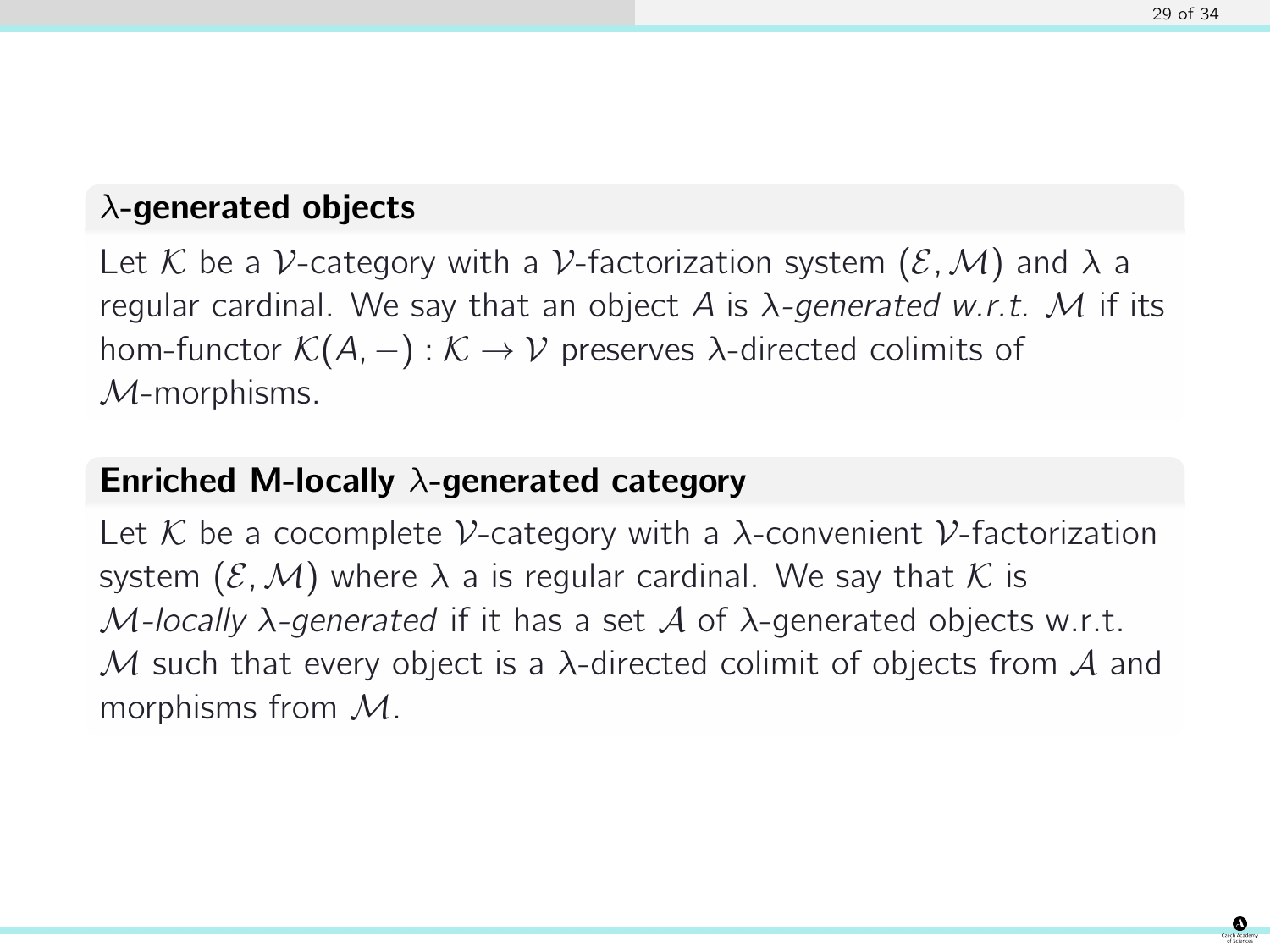### $\lambda$-generated objects

Let $\mathcal{K}$ be a $\mathcal{V}$-category with a $\mathcal{V}$-factorization system $(\mathcal{E}, \mathcal{M})$ and $\lambda$ a regular cardinal. We say that an object $A$ is *$\lambda$-generated w.r.t. $\mathcal{M}$* if its hom-functor $\mathcal{K}(A, -) : \mathcal{K} \to \mathcal{V}$ preserves $\lambda$-directed colimits of $\mathcal{M}$-morphisms.

### Enriched M-locally $\lambda$-generated category

Let $\mathcal{K}$ be a cocomplete $\mathcal{V}$-category with a $\lambda$-convenient $\mathcal{V}$-factorization system $(\mathcal{E}, \mathcal{M})$ where $\lambda$ a is regular cardinal. We say that $\mathcal{K}$ is *$\mathcal{M}$-locally $\lambda$-generated* if it has a set $\mathcal{A}$ of $\lambda$-generated objects w.r.t. $\mathcal{M}$ such that every object is a $\lambda$-directed colimit of objects from $\mathcal{A}$ and morphisms from $\mathcal{M}$.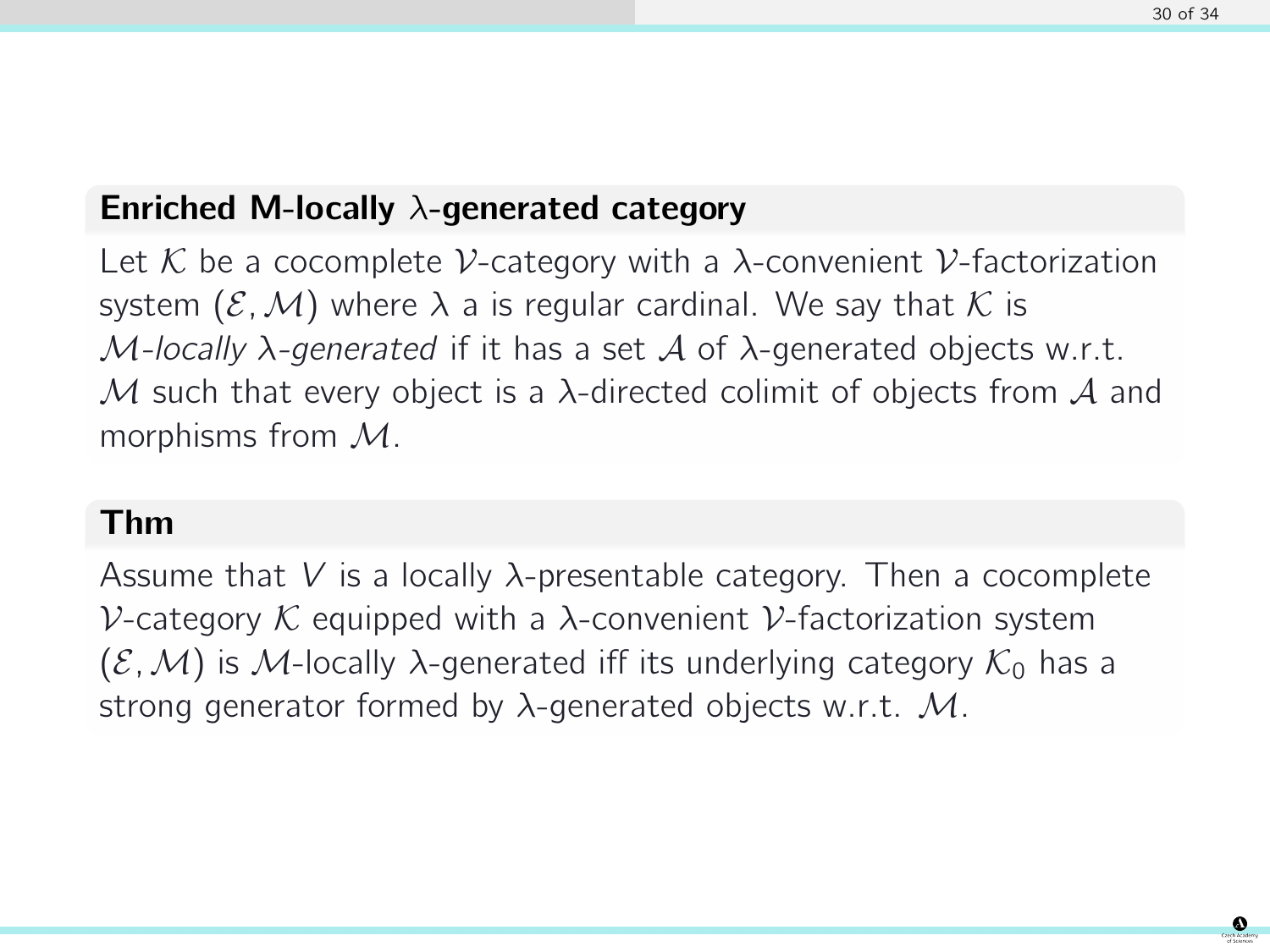**Enriched M-locally $\lambda$-generated category**

Let $\mathcal{K}$ be a cocomplete $\mathcal{V}$-category with a $\lambda$-convenient $\mathcal{V}$-factorization system $(\mathcal{E}, \mathcal{M})$ where $\lambda$ a is regular cardinal. We say that $\mathcal{K}$ is *$\mathcal{M}$-locally $\lambda$-generated* if it has a set $\mathcal{A}$ of $\lambda$-generated objects w.r.t. $\mathcal{M}$ such that every object is a $\lambda$-directed colimit of objects from $\mathcal{A}$ and morphisms from $\mathcal{M}$.

**Thm**

Assume that $V$ is a locally $\lambda$-presentable category. Then a cocomplete $\mathcal{V}$-category $\mathcal{K}$ equipped with a $\lambda$-convenient $\mathcal{V}$-factorization system $(\mathcal{E}, \mathcal{M})$ is $\mathcal{M}$-locally $\lambda$-generated iff its underlying category $\mathcal{K}_0$ has a strong generator formed by $\lambda$-generated objects w.r.t. $\mathcal{M}$.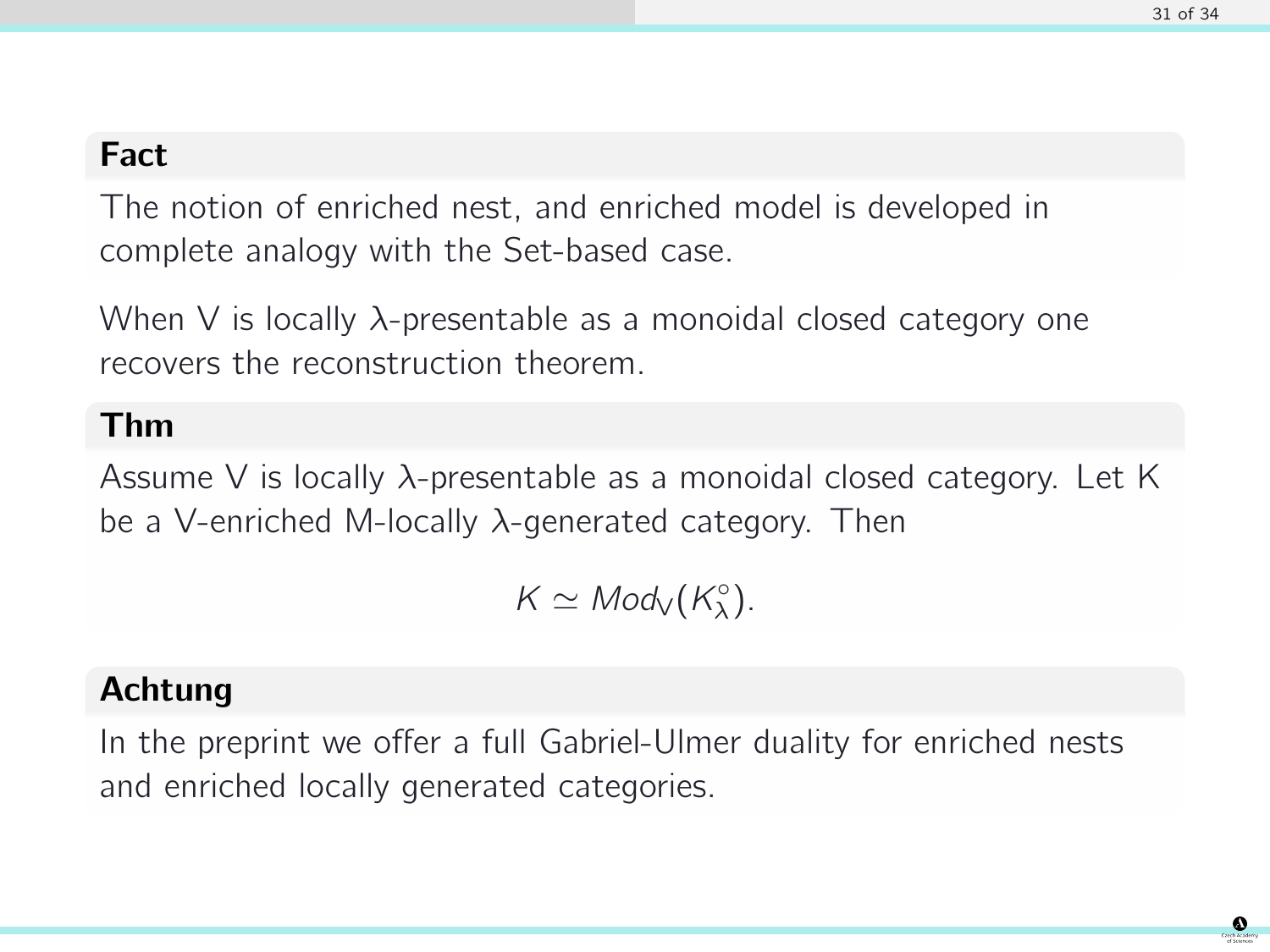**Fact**

The notion of enriched nest, and enriched model is developed in complete analogy with the Set-based case.

When V is locally $\lambda$-presentable as a monoidal closed category one recovers the reconstruction theorem.

**Thm**

Assume V is locally $\lambda$-presentable as a monoidal closed category. Let K be a V-enriched M-locally $\lambda$-generated category. Then

$$K \simeq Mod_{\mathsf{V}}(K^{\circ}_{\lambda}).$$

**Achtung**

In the preprint we offer a full Gabriel-Ulmer duality for enriched nests and enriched locally generated categories.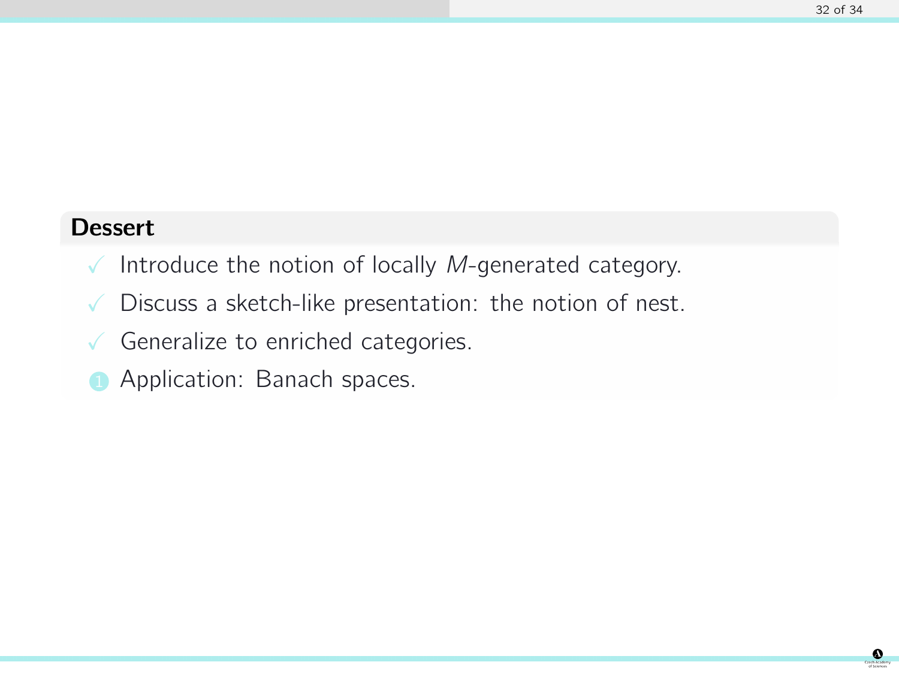## Dessert

- ✓ Introduce the notion of locally $M$-generated category.
- ✓ Discuss a sketch-like presentation: the notion of nest.
- ✓ Generalize to enriched categories.
- 1 Application: Banach spaces.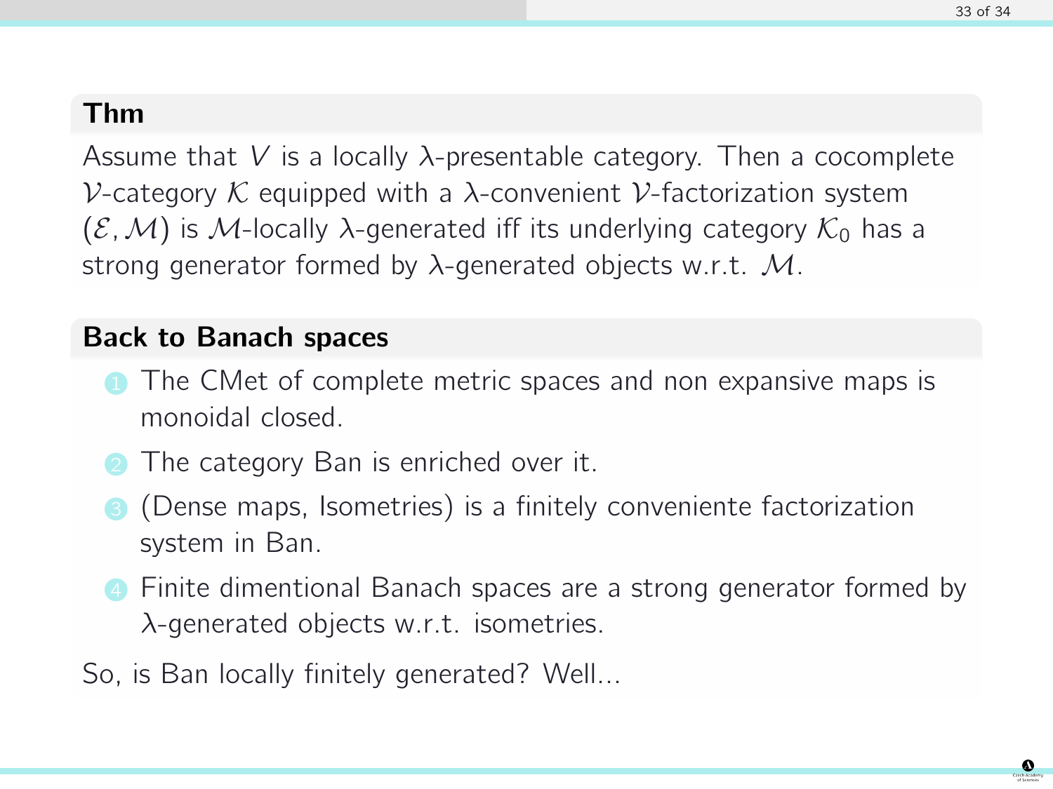**Thm**

Assume that $V$ is a locally $\lambda$-presentable category. Then a cocomplete $\mathcal{V}$-category $\mathcal{K}$ equipped with a $\lambda$-convenient $\mathcal{V}$-factorization system $(\mathcal{E}, \mathcal{M})$ is $\mathcal{M}$-locally $\lambda$-generated iff its underlying category $\mathcal{K}_0$ has a strong generator formed by $\lambda$-generated objects w.r.t. $\mathcal{M}$.

**Back to Banach spaces**

1. The CMet of complete metric spaces and non expansive maps is monoidal closed.
2. The category Ban is enriched over it.
3. (Dense maps, Isometries) is a finitely conveniente factorization system in Ban.
4. Finite dimentional Banach spaces are a strong generator formed by $\lambda$-generated objects w.r.t. isometries.

So, is Ban locally finitely generated? Well...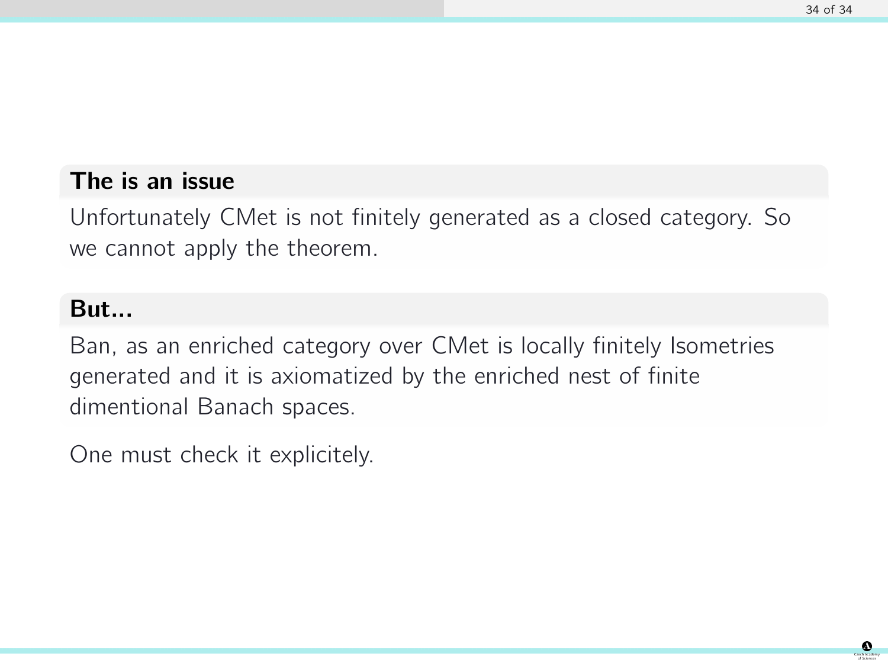### The is an issue

Unfortunately CMet is not finitely generated as a closed category. So we cannot apply the theorem.

### But...

Ban, as an enriched category over CMet is locally finitely Isometries generated and it is axiomatized by the enriched nest of finite dimentional Banach spaces.

One must check it explicitely.